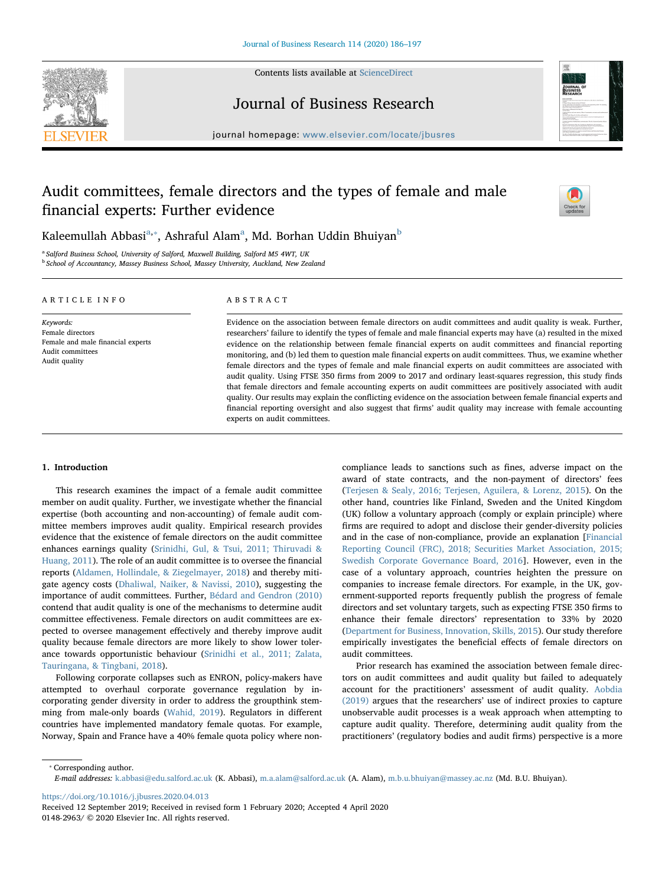# Audit committees, female directors and the types of female and male financial experts: Further evidence

Kaleemullah Abbasi[a,*], Ashraful Alam[a], Md. Borhan Uddin Bhuiyan[b]

[a] Salford Business School, University of Salford, Maxwell Building, Salford M5 4WT, UK

[b] School of Accountancy, Massey Business School, Massey University, Auckland, New Zealand

## ARTICLE INFO

*Keywords:*
Female directors
Female and male financial experts
Audit committees
Audit quality

## ABSTRACT

Evidence on the association between female directors on audit committees and audit quality is weak. Further, researchers' failure to identify the types of female and male financial experts may have (a) resulted in the mixed evidence on the relationship between female financial experts on audit committees and financial reporting monitoring, and (b) led them to question male financial experts on audit committees. Thus, we examine whether female directors and the types of female and male financial experts on audit committees are associated with audit quality. Using FTSE 350 firms from 2009 to 2017 and ordinary least-squares regression, this study finds that female directors and female accounting experts on audit committees are positively associated with audit quality. Our results may explain the conflicting evidence on the association between female financial experts and financial reporting oversight and also suggest that firms' audit quality may increase with female accounting experts on audit committees.

## 1. Introduction

This research examines the impact of a female audit committee member on audit quality. Further, we investigate whether the financial expertise (both accounting and non-accounting) of female audit committee members improves audit quality. Empirical research provides evidence that the existence of female directors on the audit committee enhances earnings quality (Srinidhi, Gul, & Tsui, 2011; Thiruvadi & Huang, 2011). The role of an audit committee is to oversee the financial reports (Aldamen, Hollindale, & Ziegelmayer, 2018) and thereby mitigate agency costs (Dhaliwal, Naiker, & Navissi, 2010), suggesting the importance of audit committees. Further, Bédard and Gendron (2010) contend that audit quality is one of the mechanisms to determine audit committee effectiveness. Female directors on audit committees are expected to oversee management effectively and thereby improve audit quality because female directors are more likely to show lower tolerance towards opportunistic behaviour (Srinidhi et al., 2011; Zalata, Tauringana, & Tingbani, 2018).

Following corporate collapses such as ENRON, policy-makers have attempted to overhaul corporate governance regulation by incorporating gender diversity in order to address the groupthink stemming from male-only boards (Wahid, 2019). Regulators in different countries have implemented mandatory female quotas. For example, Norway, Spain and France have a 40% female quota policy where non-compliance leads to sanctions such as fines, adverse impact on the award of state contracts, and the non-payment of directors' fees (Terjesen & Sealy, 2016; Terjesen, Aguilera, & Lorenz, 2015). On the other hand, countries like Finland, Sweden and the United Kingdom (UK) follow a voluntary approach (comply or explain principle) where firms are required to adopt and disclose their gender-diversity policies and in the case of non-compliance, provide an explanation [Financial Reporting Council (FRC), 2018; Securities Market Association, 2015; Swedish Corporate Governance Board, 2016]. However, even in the case of a voluntary approach, countries heighten the pressure on companies to increase female directors. For example, in the UK, government-supported reports frequently publish the progress of female directors and set voluntary targets, such as expecting FTSE 350 firms to enhance their female directors' representation to 33% by 2020 (Department for Business, Innovation, Skills, 2015). Our study therefore empirically investigates the beneficial effects of female directors on audit committees.

Prior research has examined the association between female directors on audit committees and audit quality but failed to adequately account for the practitioners' assessment of audit quality. Aobdia (2019) argues that the researchers' use of indirect proxies to capture unobservable audit processes is a weak approach when attempting to capture audit quality. Therefore, determining audit quality from the practitioners' (regulatory bodies and audit firms) perspective is a more

* Corresponding author.
*E-mail addresses:* k.abbasi@edu.salford.ac.uk (K. Abbasi), m.a.alam@salford.ac.uk (A. Alam), m.b.u.bhuiyan@massey.ac.nz (Md. B.U. Bhuiyan).

https://doi.org/10.1016/j.jbusres.2020.04.013
Received 12 September 2019; Received in revised form 1 February 2020; Accepted 4 April 2020
0148-2963/ © 2020 Elsevier Inc. All rights reserved.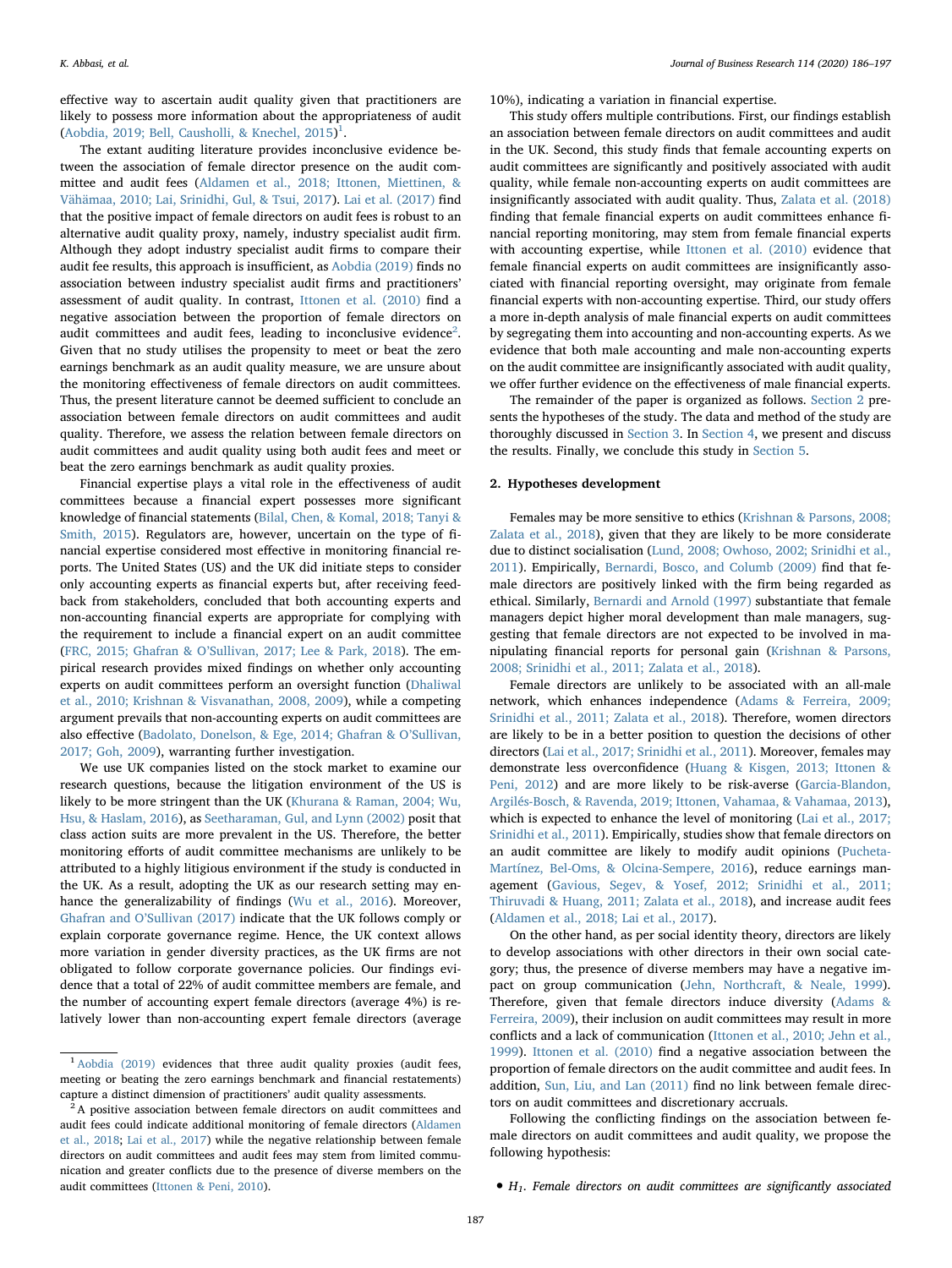effective way to ascertain audit quality given that practitioners are likely to possess more information about the appropriateness of audit (Aobdia, 2019; Bell, Causholli, & Knechel, 2015)[1].

The extant auditing literature provides inconclusive evidence between the association of female director presence on the audit committee and audit fees (Aldamen et al., 2018; Ittonen, Miettinen, & Vähämaa, 2010; Lai, Srinidhi, Gul, & Tsui, 2017). Lai et al. (2017) find that the positive impact of female directors on audit fees is robust to an alternative audit quality proxy, namely, industry specialist audit firm. Although they adopt industry specialist audit firms to compare their audit fee results, this approach is insufficient, as Aobdia (2019) finds no association between industry specialist audit firms and practitioners' assessment of audit quality. In contrast, Ittonen et al. (2010) find a negative association between the proportion of female directors on audit committees and audit fees, leading to inconclusive evidence[2]. Given that no study utilises the propensity to meet or beat the zero earnings benchmark as an audit quality measure, we are unsure about the monitoring effectiveness of female directors on audit committees. Thus, the present literature cannot be deemed sufficient to conclude an association between female directors on audit committees and audit quality. Therefore, we assess the relation between female directors on audit committees and audit quality using both audit fees and meet or beat the zero earnings benchmark as audit quality proxies.

Financial expertise plays a vital role in the effectiveness of audit committees because a financial expert possesses more significant knowledge of financial statements (Bilal, Chen, & Komal, 2018; Tanyi & Smith, 2015). Regulators are, however, uncertain on the type of financial expertise considered most effective in monitoring financial reports. The United States (US) and the UK did initiate steps to consider only accounting experts as financial experts but, after receiving feedback from stakeholders, concluded that both accounting experts and non-accounting financial experts are appropriate for complying with the requirement to include a financial expert on an audit committee (FRC, 2015; Ghafran & O'Sullivan, 2017; Lee & Park, 2018). The empirical research provides mixed findings on whether only accounting experts on audit committees perform an oversight function (Dhaliwal et al., 2010; Krishnan & Visvanathan, 2008, 2009), while a competing argument prevails that non-accounting experts on audit committees are also effective (Badolato, Donelson, & Ege, 2014; Ghafran & O'Sullivan, 2017; Goh, 2009), warranting further investigation.

We use UK companies listed on the stock market to examine our research questions, because the litigation environment of the US is likely to be more stringent than the UK (Khurana & Raman, 2004; Wu, Hsu, & Haslam, 2016), as Seetharaman, Gul, and Lynn (2002) posit that class action suits are more prevalent in the US. Therefore, the better monitoring efforts of audit committee mechanisms are unlikely to be attributed to a highly litigious environment if the study is conducted in the UK. As a result, adopting the UK as our research setting may enhance the generalizability of findings (Wu et al., 2016). Moreover, Ghafran and O'Sullivan (2017) indicate that the UK follows comply or explain corporate governance regime. Hence, the UK context allows more variation in gender diversity practices, as the UK firms are not obligated to follow corporate governance policies. Our findings evidence that a total of 22% of audit committee members are female, and the number of accounting expert female directors (average 4%) is relatively lower than non-accounting expert female directors (average 10%), indicating a variation in financial expertise.

This study offers multiple contributions. First, our findings establish an association between female directors on audit committees and audit in the UK. Second, this study finds that female accounting experts on audit committees are significantly and positively associated with audit quality, while female non-accounting experts on audit committees are insignificantly associated with audit quality. Thus, Zalata et al. (2018) finding that female financial experts on audit committees enhance financial reporting monitoring, may stem from female financial experts with accounting expertise, while Ittonen et al. (2010) evidence that female financial experts on audit committees are insignificantly associated with financial reporting oversight, may originate from female financial experts with non-accounting expertise. Third, our study offers a more in-depth analysis of male financial experts on audit committees by segregating them into accounting and non-accounting experts. As we evidence that both male accounting and male non-accounting experts on the audit committee are insignificantly associated with audit quality, we offer further evidence on the effectiveness of male financial experts.

The remainder of the paper is organized as follows. Section 2 presents the hypotheses of the study. The data and method of the study are thoroughly discussed in Section 3. In Section 4, we present and discuss the results. Finally, we conclude this study in Section 5.

## 2. Hypotheses development

Females may be more sensitive to ethics (Krishnan & Parsons, 2008; Zalata et al., 2018), given that they are likely to be more considerate due to distinct socialisation (Lund, 2008; Owhoso, 2002; Srinidhi et al., 2011). Empirically, Bernardi, Bosco, and Columb (2009) find that female directors are positively linked with the firm being regarded as ethical. Similarly, Bernardi and Arnold (1997) substantiate that female managers depict higher moral development than male managers, suggesting that female directors are not expected to be involved in manipulating financial reports for personal gain (Krishnan & Parsons, 2008; Srinidhi et al., 2011; Zalata et al., 2018).

Female directors are unlikely to be associated with an all-male network, which enhances independence (Adams & Ferreira, 2009; Srinidhi et al., 2011; Zalata et al., 2018). Therefore, women directors are likely to be in a better position to question the decisions of other directors (Lai et al., 2017; Srinidhi et al., 2011). Moreover, females may demonstrate less overconfidence (Huang & Kisgen, 2013; Ittonen & Peni, 2012) and are more likely to be risk-averse (Garcia-Blandon, Argilés-Bosch, & Ravenda, 2019; Ittonen, Vahamaa, & Vahamaa, 2013), which is expected to enhance the level of monitoring (Lai et al., 2017; Srinidhi et al., 2011). Empirically, studies show that female directors on an audit committee are likely to modify audit opinions (Pucheta-Martínez, Bel-Oms, & Olcina-Sempere, 2016), reduce earnings management (Gavious, Segev, & Yosef, 2012; Srinidhi et al., 2011; Thiruvadi & Huang, 2011; Zalata et al., 2018), and increase audit fees (Aldamen et al., 2018; Lai et al., 2017).

On the other hand, as per social identity theory, directors are likely to develop associations with other directors in their own social category; thus, the presence of diverse members may have a negative impact on group communication (Jehn, Northcraft, & Neale, 1999). Therefore, given that female directors induce diversity (Adams & Ferreira, 2009), their inclusion on audit committees may result in more conflicts and a lack of communication (Ittonen et al., 2010; Jehn et al., 1999). Ittonen et al. (2010) find a negative association between the proportion of female directors on the audit committee and audit fees. In addition, Sun, Liu, and Lan (2011) find no link between female directors on audit committees and discretionary accruals.

Following the conflicting findings on the association between female directors on audit committees and audit quality, we propose the following hypothesis:

- *H₁. Female directors on audit committees are significantly associated*

[1] Aobdia (2019) evidences that three audit quality proxies (audit fees, meeting or beating the zero earnings benchmark and financial restatements) capture a distinct dimension of practitioners' audit quality assessments.

[2] A positive association between female directors on audit committees and audit fees could indicate additional monitoring of female directors (Aldamen et al., 2018; Lai et al., 2017) while the negative relationship between female directors on audit committees and audit fees may stem from limited communication and greater conflicts due to the presence of diverse members on the audit committees (Ittonen & Peni, 2010).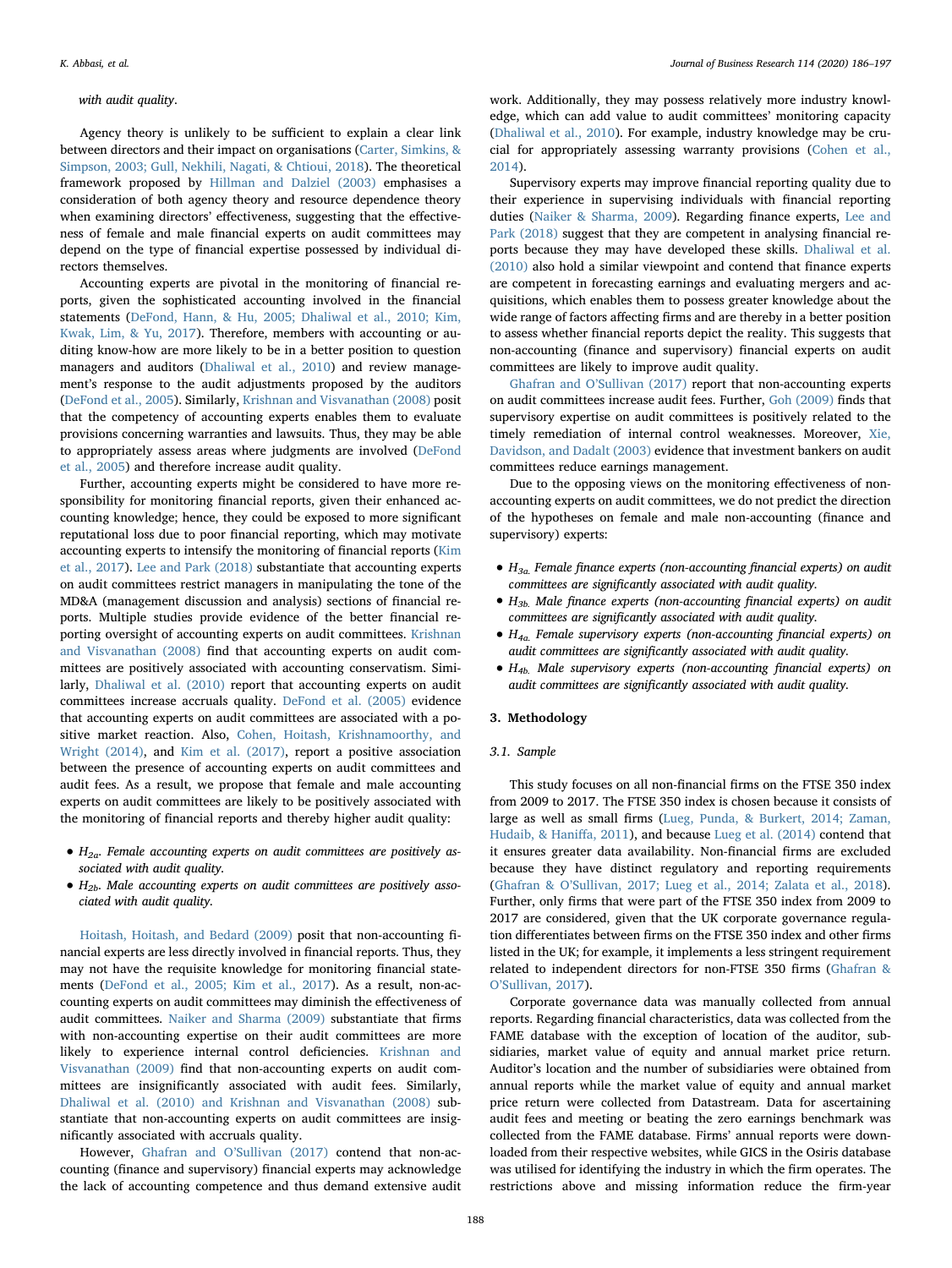*with audit quality*.

Agency theory is unlikely to be sufficient to explain a clear link between directors and their impact on organisations (Carter, Simkins, & Simpson, 2003; Gull, Nekhili, Nagati, & Chtioui, 2018). The theoretical framework proposed by Hillman and Dalziel (2003) emphasises a consideration of both agency theory and resource dependence theory when examining directors' effectiveness, suggesting that the effectiveness of female and male financial experts on audit committees may depend on the type of financial expertise possessed by individual directors themselves.

Accounting experts are pivotal in the monitoring of financial reports, given the sophisticated accounting involved in the financial statements (DeFond, Hann, & Hu, 2005; Dhaliwal et al., 2010; Kim, Kwak, Lim, & Yu, 2017). Therefore, members with accounting or auditing know-how are more likely to be in a better position to question managers and auditors (Dhaliwal et al., 2010) and review management's response to the audit adjustments proposed by the auditors (DeFond et al., 2005). Similarly, Krishnan and Visvanathan (2008) posit that the competency of accounting experts enables them to evaluate provisions concerning warranties and lawsuits. Thus, they may be able to appropriately assess areas where judgments are involved (DeFond et al., 2005) and therefore increase audit quality.

Further, accounting experts might be considered to have more responsibility for monitoring financial reports, given their enhanced accounting knowledge; hence, they could be exposed to more significant reputational loss due to poor financial reporting, which may motivate accounting experts to intensify the monitoring of financial reports (Kim et al., 2017). Lee and Park (2018) substantiate that accounting experts on audit committees restrict managers in manipulating the tone of the MD&A (management discussion and analysis) sections of financial reports. Multiple studies provide evidence of the better financial reporting oversight of accounting experts on audit committees. Krishnan and Visvanathan (2008) find that accounting experts on audit committees are positively associated with accounting conservatism. Similarly, Dhaliwal et al. (2010) report that accounting experts on audit committees increase accruals quality. DeFond et al. (2005) evidence that accounting experts on audit committees are associated with a positive market reaction. Also, Cohen, Hoitash, Krishnamoorthy, and Wright (2014), and Kim et al. (2017), report a positive association between the presence of accounting experts on audit committees and audit fees. As a result, we propose that female and male accounting experts on audit committees are likely to be positively associated with the monitoring of financial reports and thereby higher audit quality:

- $H_{2a}$. *Female accounting experts on audit committees are positively associated with audit quality.*
- $H_{2b}$. *Male accounting experts on audit committees are positively associated with audit quality.*

Hoitash, Hoitash, and Bedard (2009) posit that non-accounting financial experts are less directly involved in financial reports. Thus, they may not have the requisite knowledge for monitoring financial statements (DeFond et al., 2005; Kim et al., 2017). As a result, non-accounting experts on audit committees may diminish the effectiveness of audit committees. Naiker and Sharma (2009) substantiate that firms with non-accounting expertise on their audit committees are more likely to experience internal control deficiencies. Krishnan and Visvanathan (2009) find that non-accounting experts on audit committees are insignificantly associated with audit fees. Similarly, Dhaliwal et al. (2010) and Krishnan and Visvanathan (2008) substantiate that non-accounting experts on audit committees are insignificantly associated with accruals quality.

However, Ghafran and O'Sullivan (2017) contend that non-accounting (finance and supervisory) financial experts may acknowledge the lack of accounting competence and thus demand extensive audit work. Additionally, they may possess relatively more industry knowledge, which can add value to audit committees' monitoring capacity (Dhaliwal et al., 2010). For example, industry knowledge may be crucial for appropriately assessing warranty provisions (Cohen et al., 2014).

Supervisory experts may improve financial reporting quality due to their experience in supervising individuals with financial reporting duties (Naiker & Sharma, 2009). Regarding finance experts, Lee and Park (2018) suggest that they are competent in analysing financial reports because they may have developed these skills. Dhaliwal et al. (2010) also hold a similar viewpoint and contend that finance experts are competent in forecasting earnings and evaluating mergers and acquisitions, which enables them to possess greater knowledge about the wide range of factors affecting firms and are thereby in a better position to assess whether financial reports depict the reality. This suggests that non-accounting (finance and supervisory) financial experts on audit committees are likely to improve audit quality.

Ghafran and O'Sullivan (2017) report that non-accounting experts on audit committees increase audit fees. Further, Goh (2009) finds that supervisory expertise on audit committees is positively related to the timely remediation of internal control weaknesses. Moreover, Xie, Davidson, and Dadalt (2003) evidence that investment bankers on audit committees reduce earnings management.

Due to the opposing views on the monitoring effectiveness of non-accounting experts on audit committees, we do not predict the direction of the hypotheses on female and male non-accounting (finance and supervisory) experts:

- $H_{3a}$. *Female finance experts (non-accounting financial experts) on audit committees are significantly associated with audit quality.*
- $H_{3b}$. *Male finance experts (non-accounting financial experts) on audit committees are significantly associated with audit quality.*
- $H_{4a}$. *Female supervisory experts (non-accounting financial experts) on audit committees are significantly associated with audit quality.*
- $H_{4b}$. *Male supervisory experts (non-accounting financial experts) on audit committees are significantly associated with audit quality.*

## 3. Methodology

### 3.1. Sample

This study focuses on all non-financial firms on the FTSE 350 index from 2009 to 2017. The FTSE 350 index is chosen because it consists of large as well as small firms (Lueg, Punda, & Burkert, 2014; Zaman, Hudaib, & Haniffa, 2011), and because Lueg et al. (2014) contend that it ensures greater data availability. Non-financial firms are excluded because they have distinct regulatory and reporting requirements (Ghafran & O'Sullivan, 2017; Lueg et al., 2014; Zalata et al., 2018). Further, only firms that were part of the FTSE 350 index from 2009 to 2017 are considered, given that the UK corporate governance regulation differentiates between firms on the FTSE 350 index and other firms listed in the UK; for example, it implements a less stringent requirement related to independent directors for non-FTSE 350 firms (Ghafran & O'Sullivan, 2017).

Corporate governance data was manually collected from annual reports. Regarding financial characteristics, data was collected from the FAME database with the exception of location of the auditor, subsidiaries, market value of equity and annual market price return. Auditor's location and the number of subsidiaries were obtained from annual reports while the market value of equity and annual market price return were collected from Datastream. Data for ascertaining audit fees and meeting or beating the zero earnings benchmark was collected from the FAME database. Firms' annual reports were downloaded from their respective websites, while GICS in the Osiris database was utilised for identifying the industry in which the firm operates. The restrictions above and missing information reduce the firm-year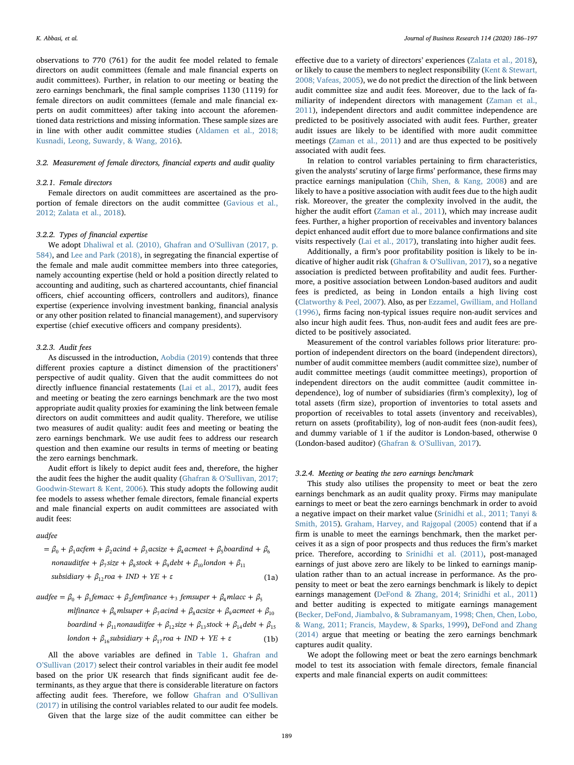observations to 770 (761) for the audit fee model related to female directors on audit committees (female and male financial experts on audit committees). Further, in relation to our meeting or beating the zero earnings benchmark, the final sample comprises 1130 (1119) for female directors on audit committees (female and male financial experts on audit committees) after taking into account the aforementioned data restrictions and missing information. These sample sizes are in line with other audit committee studies (Aldamen et al., 2018; Kusnadi, Leong, Suwardy, & Wang, 2016).

### 3.2. Measurement of female directors, financial experts and audit quality

#### 3.2.1. Female directors

Female directors on audit committees are ascertained as the proportion of female directors on the audit committee (Gavious et al., 2012; Zalata et al., 2018).

#### 3.2.2. Types of financial expertise

We adopt Dhaliwal et al. (2010), Ghafran and O'Sullivan (2017, p. 584), and Lee and Park (2018), in segregating the financial expertise of the female and male audit committee members into three categories, namely accounting expertise (held or hold a position directly related to accounting and auditing, such as chartered accountants, chief financial officers, chief accounting officers, controllers and auditors), finance expertise (experience involving investment banking, financial analysis or any other position related to financial management), and supervisory expertise (chief executive officers and company presidents).

#### 3.2.3. Audit fees

As discussed in the introduction, Aobdia (2019) contends that three different proxies capture a distinct dimension of the practitioners' perspective of audit quality. Given that the audit committees do not directly influence financial restatements (Lai et al., 2017), audit fees and meeting or beating the zero earnings benchmark are the two most appropriate audit quality proxies for examining the link between female directors on audit committees and audit quality. Therefore, we utilise two measures of audit quality: audit fees and meeting or beating the zero earnings benchmark. We use audit fees to address our research question and then examine our results in terms of meeting or beating the zero earnings benchmark.

Audit effort is likely to depict audit fees and, therefore, the higher the audit fees the higher the audit quality (Ghafran & O'Sullivan, 2017; Goodwin-Stewart & Kent, 2006). This study adopts the following audit fee models to assess whether female directors, female financial experts and male financial experts on audit committees are associated with audit fees:

$$\begin{aligned} audfee &= \beta_0 + \beta_1 acfem + \beta_2 acind + \beta_3 acsize + \beta_4 acmeet + \beta_5 boardind + \beta_6 \\ &\quad nonauditfee + \beta_7 size + \beta_8 stock + \beta_9 debt + \beta_{10} london + \beta_{11} \\ &\quad subsidiary + \beta_{12} roa + IND + YE + \varepsilon \end{aligned} \tag{1a}$$

$$\begin{aligned} audfee &= \beta_0 + \beta_1 femacc + \beta_2 femfinance +_3 femsuper + \beta_4 mlacc + \beta_5 \\ &\quad mlfinance + \beta_6 mlsuper + \beta_7 acind + \beta_8 acsize + \beta_9 acmeet + \beta_{10} \\ &\quad boardind + \beta_{11} nonauditfee + \beta_{12} size + \beta_{13} stock + \beta_{14} debt + \beta_{15} \\ &\quad london + \beta_{16} subsidiary + \beta_{17} roa + IND + YE + \varepsilon \end{aligned} \tag{1b}$$

All the above variables are defined in Table 1. Ghafran and O'Sullivan (2017) select their control variables in their audit fee model based on the prior UK research that finds significant audit fee determinants, as they argue that there is considerable literature on factors affecting audit fees. Therefore, we follow Ghafran and O'Sullivan (2017) in utilising the control variables related to our audit fee models.

Given that the large size of the audit committee can either be effective due to a variety of directors' experiences (Zalata et al., 2018), or likely to cause the members to neglect responsibility (Kent & Stewart, 2008; Vafeas, 2005), we do not predict the direction of the link between audit committee size and audit fees. Moreover, due to the lack of familiarity of independent directors with management (Zaman et al., 2011), independent directors and audit committee independence are predicted to be positively associated with audit fees. Further, greater audit issues are likely to be identified with more audit committee meetings (Zaman et al., 2011) and are thus expected to be positively associated with audit fees.

In relation to control variables pertaining to firm characteristics, given the analysts' scrutiny of large firms' performance, these firms may practice earnings manipulation (Chih, Shen, & Kang, 2008) and are likely to have a positive association with audit fees due to the high audit risk. Moreover, the greater the complexity involved in the audit, the higher the audit effort (Zaman et al., 2011), which may increase audit fees. Further, a higher proportion of receivables and inventory balances depict enhanced audit effort due to more balance confirmations and site visits respectively (Lai et al., 2017), translating into higher audit fees.

Additionally, a firm's poor profitability position is likely to be indicative of higher audit risk (Ghafran & O'Sullivan, 2017), so a negative association is predicted between profitability and audit fees. Furthermore, a positive association between London-based auditors and audit fees is predicted, as being in London entails a high living cost (Clatworthy & Peel, 2007). Also, as per Ezzamel, Gwilliam, and Holland (1996), firms facing non-typical issues require non-audit services and also incur high audit fees. Thus, non-audit fees and audit fees are predicted to be positively associated.

Measurement of the control variables follows prior literature: proportion of independent directors on the board (independent directors), number of audit committee members (audit committee size), number of audit committee meetings (audit committee meetings), proportion of independent directors on the audit committee (audit committee independence), log of number of subsidiaries (firm's complexity), log of total assets (firm size), proportion of inventories to total assets and proportion of receivables to total assets (inventory and receivables), return on assets (profitability), log of non-audit fees (non-audit fees), and dummy variable of 1 if the auditor is London-based, otherwise 0 (London-based auditor) (Ghafran & O'Sullivan, 2017).

#### 3.2.4. Meeting or beating the zero earnings benchmark

This study also utilises the propensity to meet or beat the zero earnings benchmark as an audit quality proxy. Firms may manipulate earnings to meet or beat the zero earnings benchmark in order to avoid a negative impact on their market value (Srinidhi et al., 2011; Tanyi & Smith, 2015). Graham, Harvey, and Rajgopal (2005) contend that if a firm is unable to meet the earnings benchmark, then the market perceives it as a sign of poor prospects and thus reduces the firm's market price. Therefore, according to Srinidhi et al. (2011), post-managed earnings of just above zero are likely to be linked to earnings manipulation rather than to an actual increase in performance. As the propensity to meet or beat the zero earnings benchmark is likely to depict earnings management (DeFond & Zhang, 2014; Srinidhi et al., 2011) and better auditing is expected to mitigate earnings management (Becker, DeFond, Jiambalvo, & Subramanyam, 1998; Chen, Chen, Lobo, & Wang, 2011; Francis, Maydew, & Sparks, 1999), DeFond and Zhang (2014) argue that meeting or beating the zero earnings benchmark captures audit quality.

We adopt the following meet or beat the zero earnings benchmark model to test its association with female directors, female financial experts and male financial experts on audit committees: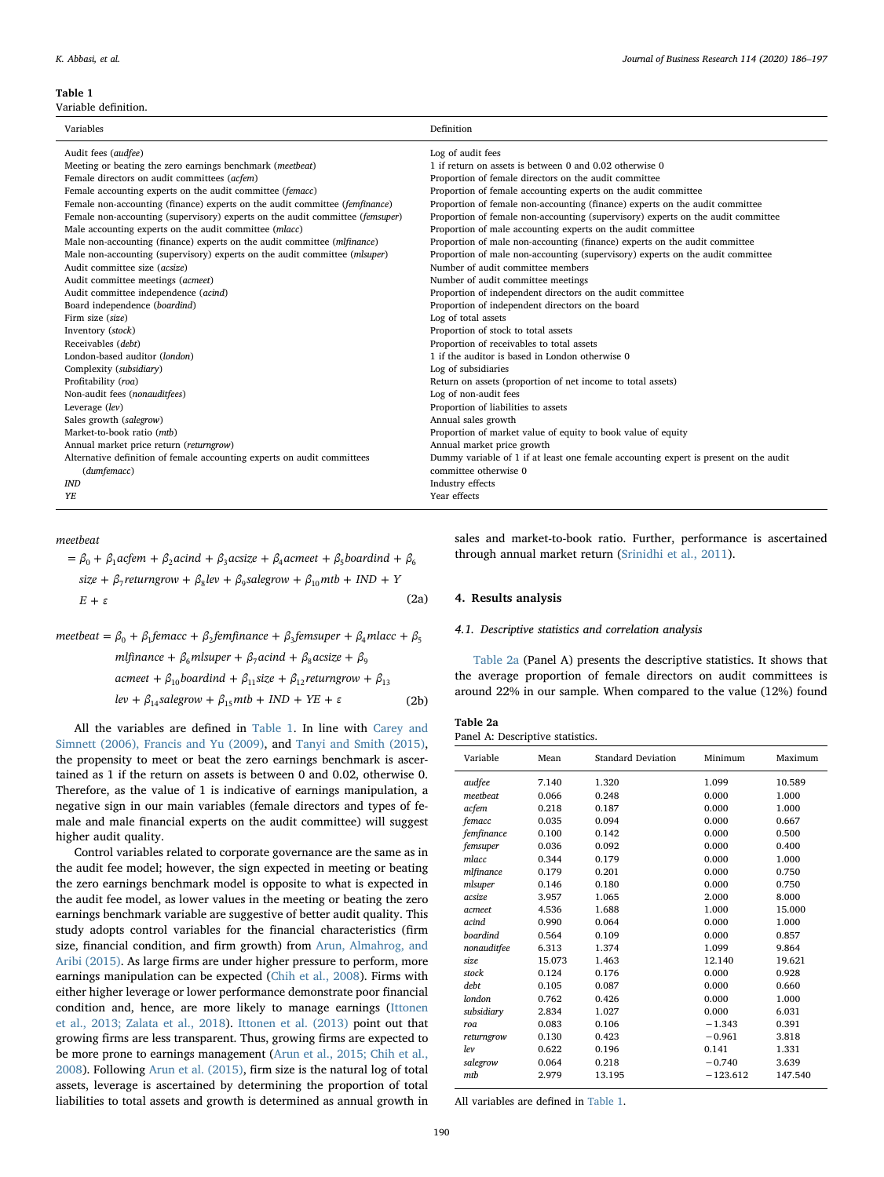**Table 1**
Variable definition.

| Variables | Definition |
|---|---|
| Audit fees (*audfee*) | Log of audit fees |
| Meeting or beating the zero earnings benchmark (*meetbeat*) | 1 if return on assets is between 0 and 0.02 otherwise 0 |
| Female directors on audit committees (*acfem*) | Proportion of female directors on the audit committee |
| Female accounting experts on the audit committee (*femacc*) | Proportion of female accounting experts on the audit committee |
| Female non-accounting (finance) experts on the audit committee (*femfinance*) | Proportion of female non-accounting (finance) experts on the audit committee |
| Female non-accounting (supervisory) experts on the audit committee (*femsuper*) | Proportion of female non-accounting (supervisory) experts on the audit committee |
| Male accounting experts on the audit committee (*mlacc*) | Proportion of male accounting experts on the audit committee |
| Male non-accounting (finance) experts on the audit committee (*mlfinance*) | Proportion of male non-accounting (finance) experts on the audit committee |
| Male non-accounting (supervisory) experts on the audit committee (*mlsuper*) | Proportion of male non-accounting (supervisory) experts on the audit committee |
| Audit committee size (*acsize*) | Number of audit committee members |
| Audit committee meetings (*acmeet*) | Number of audit committee meetings |
| Audit committee independence (*acind*) | Proportion of independent directors on the audit committee |
| Board independence (*boardind*) | Proportion of independent directors on the board |
| Firm size (*size*) | Log of total assets |
| Inventory (*stock*) | Proportion of stock to total assets |
| Receivables (*debt*) | Proportion of receivables to total assets |
| London-based auditor (*london*) | 1 if the auditor is based in London otherwise 0 |
| Complexity (*subsidiary*) | Log of subsidiaries |
| Profitability (*roa*) | Return on assets (proportion of net income to total assets) |
| Non-audit fees (*nonauditfees*) | Log of non-audit fees |
| Leverage (*lev*) | Proportion of liabilities to assets |
| Sales growth (*salegrow*) | Annual sales growth |
| Market-to-book ratio (*mtb*) | Proportion of market value of equity to book value of equity |
| Annual market price return (*returngrow*) | Annual market price growth |
| Alternative definition of female accounting experts on audit committees (*dumfemacc*) | Dummy variable of 1 if at least one female accounting expert is present on the audit committee otherwise 0 |
| *IND* | Industry effects |
| *YE* | Year effects |

$$meetbeat = \beta_0 + \beta_1 acfem + \beta_2 acind + \beta_3 acsize + \beta_4 acmeet + \beta_5 boardind + \beta_6 size + \beta_7 returngrow + \beta_8 lev + \beta_9 salegrow + \beta_{10} mtb + IND + YE + \varepsilon \quad (2a)$$

$$meetbeat = \beta_0 + \beta_1 femacc + \beta_2 femfinance + \beta_3 femsuper + \beta_4 mlacc + \beta_5 mlfinance + \beta_6 mlsuper + \beta_7 acind + \beta_8 acsize + \beta_9 acmeet + \beta_{10} boardind + \beta_{11} size + \beta_{12} returngrow + \beta_{13} lev + \beta_{14} salegrow + \beta_{15} mtb + IND + YE + \varepsilon \quad (2b)$$

All the variables are defined in Table 1. In line with Carey and Simnett (2006), Francis and Yu (2009), and Tanyi and Smith (2015), the propensity to meet or beat the zero earnings benchmark is ascertained as 1 if the return on assets is between 0 and 0.02, otherwise 0. Therefore, as the value of 1 is indicative of earnings manipulation, a negative sign in our main variables (female directors and types of female and male financial experts on the audit committee) will suggest higher audit quality.

Control variables related to corporate governance are the same as in the audit fee model; however, the sign expected in meeting or beating the zero earnings benchmark model is opposite to what is expected in the audit fee model, as lower values in the meeting or beating the zero earnings benchmark variable are suggestive of better audit quality. This study adopts control variables for the financial characteristics (firm size, financial condition, and firm growth) from Arun, Almahrog, and Aribi (2015). As large firms are under higher pressure to perform, more earnings manipulation can be expected (Chih et al., 2008). Firms with either higher leverage or lower performance demonstrate poor financial condition and, hence, are more likely to manage earnings (Ittonen et al., 2013; Zalata et al., 2018). Ittonen et al. (2013) point out that growing firms are less transparent. Thus, growing firms are expected to be more prone to earnings management (Arun et al., 2015; Chih et al., 2008). Following Arun et al. (2015), firm size is the natural log of total assets, leverage is ascertained by determining the proportion of total liabilities to total assets and growth is determined as annual growth in sales and market-to-book ratio. Further, performance is ascertained through annual market return (Srinidhi et al., 2011).

## 4. Results analysis

### 4.1. Descriptive statistics and correlation analysis

Table 2a (Panel A) presents the descriptive statistics. It shows that the average proportion of female directors on audit committees is around 22% in our sample. When compared to the value (12%) found

**Table 2a**
Panel A: Descriptive statistics.

| Variable | Mean | Standard Deviation | Minimum | Maximum |
|---|---|---|---|---|
| *audfee* | 7.140 | 1.320 | 1.099 | 10.589 |
| *meetbeat* | 0.066 | 0.248 | 0.000 | 1.000 |
| *acfem* | 0.218 | 0.187 | 0.000 | 1.000 |
| *femacc* | 0.035 | 0.094 | 0.000 | 0.667 |
| *femfinance* | 0.100 | 0.142 | 0.000 | 0.500 |
| *femsuper* | 0.036 | 0.092 | 0.000 | 0.400 |
| *mlacc* | 0.344 | 0.179 | 0.000 | 1.000 |
| *mlfinance* | 0.179 | 0.201 | 0.000 | 0.750 |
| *mlsuper* | 0.146 | 0.180 | 0.000 | 0.750 |
| *acsize* | 3.957 | 1.065 | 2.000 | 8.000 |
| *acmeet* | 4.536 | 1.688 | 1.000 | 15.000 |
| *acind* | 0.990 | 0.064 | 0.000 | 1.000 |
| *boardind* | 0.564 | 0.109 | 0.000 | 0.857 |
| *nonauditfee* | 6.313 | 1.374 | 1.099 | 9.864 |
| *size* | 15.073 | 1.463 | 12.140 | 19.621 |
| *stock* | 0.124 | 0.176 | 0.000 | 0.928 |
| *debt* | 0.105 | 0.087 | 0.000 | 0.660 |
| *london* | 0.762 | 0.426 | 0.000 | 1.000 |
| *subsidiary* | 2.834 | 1.027 | 0.000 | 6.031 |
| *roa* | 0.083 | 0.106 | −1.343 | 0.391 |
| *returngrow* | 0.130 | 0.423 | −0.961 | 3.818 |
| *lev* | 0.622 | 0.196 | 0.141 | 1.331 |
| *salegrow* | 0.064 | 0.218 | −0.740 | 3.639 |
| *mtb* | 2.979 | 13.195 | −123.612 | 147.540 |

All variables are defined in Table 1.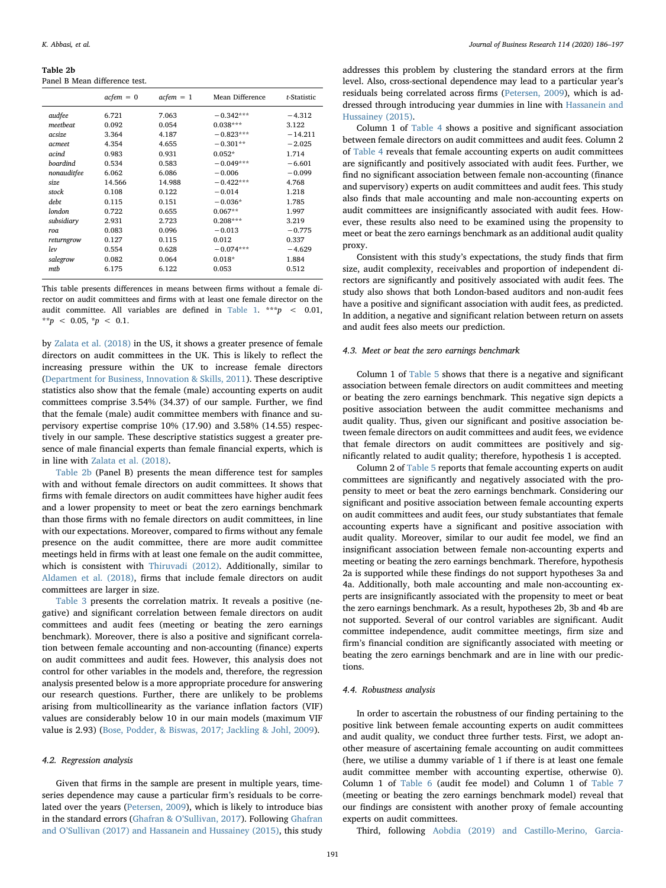**Table 2b**
Panel B Mean difference test.

| | *acfem* = 0 | *acfem* = 1 | Mean Difference | *t*-Statistic |
|---|---|---|---|---|
| *audfee* | 6.721 | 7.063 | −0.342*** | −4.312 |
| *meetbeat* | 0.092 | 0.054 | 0.038*** | 3.122 |
| *acsize* | 3.364 | 4.187 | −0.823*** | −14.211 |
| *acmeet* | 4.354 | 4.655 | −0.301** | −2.025 |
| *acind* | 0.983 | 0.931 | 0.052* | 1.714 |
| *boardind* | 0.534 | 0.583 | −0.049*** | −6.601 |
| *nonauditfee* | 6.062 | 6.086 | −0.006 | −0.099 |
| *size* | 14.566 | 14.988 | −0.422*** | 4.768 |
| *stock* | 0.108 | 0.122 | −0.014 | 1.218 |
| *debt* | 0.115 | 0.151 | −0.036* | 1.785 |
| *london* | 0.722 | 0.655 | 0.067** | 1.997 |
| *subsidiary* | 2.931 | 2.723 | 0.208*** | 3.219 |
| *roa* | 0.083 | 0.096 | −0.013 | −0.775 |
| *returngrow* | 0.127 | 0.115 | 0.012 | 0.337 |
| *lev* | 0.554 | 0.628 | −0.074*** | −4.629 |
| *salegrow* | 0.082 | 0.064 | 0.018* | 1.884 |
| *mtb* | 6.175 | 6.122 | 0.053 | 0.512 |

This table presents differences in means between firms without a female director on audit committees and firms with at least one female director on the audit committee. All variables are defined in Table 1. ***$p < 0.01$, **$p < 0.05$, *$p < 0.1$.

by Zalata et al. (2018) in the US, it shows a greater presence of female directors on audit committees in the UK. This is likely to reflect the increasing pressure within the UK to increase female directors (Department for Business, Innovation & Skills, 2011). These descriptive statistics also show that the female (male) accounting experts on audit committees comprise 3.54% (34.37) of our sample. Further, we find that the female (male) audit committee members with finance and supervisory expertise comprise 10% (17.90) and 3.58% (14.55) respectively in our sample. These descriptive statistics suggest a greater presence of male financial experts than female financial experts, which is in line with Zalata et al. (2018).

Table 2b (Panel B) presents the mean difference test for samples with and without female directors on audit committees. It shows that firms with female directors on audit committees have higher audit fees and a lower propensity to meet or beat the zero earnings benchmark than those firms with no female directors on audit committees, in line with our expectations. Moreover, compared to firms without any female presence on the audit committee, there are more audit committee meetings held in firms with at least one female on the audit committee, which is consistent with Thiruvadi (2012). Additionally, similar to Aldamen et al. (2018), firms that include female directors on audit committees are larger in size.

Table 3 presents the correlation matrix. It reveals a positive (negative) and significant correlation between female directors on audit committees and audit fees (meeting or beating the zero earnings benchmark). Moreover, there is also a positive and significant correlation between female accounting and non-accounting (finance) experts on audit committees and audit fees. However, this analysis does not control for other variables in the models and, therefore, the regression analysis presented below is a more appropriate procedure for answering our research questions. Further, there are unlikely to be problems arising from multicollinearity as the variance inflation factors (VIF) values are considerably below 10 in our main models (maximum VIF value is 2.93) (Bose, Podder, & Biswas, 2017; Jackling & Johl, 2009).

### 4.2. Regression analysis

Given that firms in the sample are present in multiple years, time-series dependence may cause a particular firm's residuals to be correlated over the years (Petersen, 2009), which is likely to introduce bias in the standard errors (Ghafran & O'Sullivan, 2017). Following Ghafran and O'Sullivan (2017) and Hassanein and Hussainey (2015), this study addresses this problem by clustering the standard errors at the firm level. Also, cross-sectional dependence may lead to a particular year's residuals being correlated across firms (Petersen, 2009), which is addressed through introducing year dummies in line with Hassanein and Hussainey (2015).

Column 1 of Table 4 shows a positive and significant association between female directors on audit committees and audit fees. Column 2 of Table 4 reveals that female accounting experts on audit committees are significantly and positively associated with audit fees. Further, we find no significant association between female non-accounting (finance and supervisory) experts on audit committees and audit fees. This study also finds that male accounting and male non-accounting experts on audit committees are insignificantly associated with audit fees. However, these results also need to be examined using the propensity to meet or beat the zero earnings benchmark as an additional audit quality proxy.

Consistent with this study's expectations, the study finds that firm size, audit complexity, receivables and proportion of independent directors are significantly and positively associated with audit fees. The study also shows that both London-based auditors and non-audit fees have a positive and significant association with audit fees, as predicted. In addition, a negative and significant relation between return on assets and audit fees also meets our prediction.

### 4.3. Meet or beat the zero earnings benchmark

Column 1 of Table 5 shows that there is a negative and significant association between female directors on audit committees and meeting or beating the zero earnings benchmark. This negative sign depicts a positive association between the audit committee mechanisms and audit quality. Thus, given our significant and positive association between female directors on audit committees and audit fees, we evidence that female directors on audit committees are positively and significantly related to audit quality; therefore, hypothesis 1 is accepted.

Column 2 of Table 5 reports that female accounting experts on audit committees are significantly and negatively associated with the propensity to meet or beat the zero earnings benchmark. Considering our significant and positive association between female accounting experts on audit committees and audit fees, our study substantiates that female accounting experts have a significant and positive association with audit quality. Moreover, similar to our audit fee model, we find an insignificant association between female non-accounting experts and meeting or beating the zero earnings benchmark. Therefore, hypothesis 2a is supported while these findings do not support hypotheses 3a and 4a. Additionally, both male accounting and male non-accounting experts are insignificantly associated with the propensity to meet or beat the zero earnings benchmark. As a result, hypotheses 2b, 3b and 4b are not supported. Several of our control variables are significant. Audit committee independence, audit committee meetings, firm size and firm's financial condition are significantly associated with meeting or beating the zero earnings benchmark and are in line with our predictions.

### 4.4. Robustness analysis

In order to ascertain the robustness of our finding pertaining to the positive link between female accounting experts on audit committees and audit quality, we conduct three further tests. First, we adopt another measure of ascertaining female accounting on audit committees (here, we utilise a dummy variable of 1 if there is at least one female audit committee member with accounting expertise, otherwise 0). Column 1 of Table 6 (audit fee model) and Column 1 of Table 7 (meeting or beating the zero earnings benchmark model) reveal that our findings are consistent with another proxy of female accounting experts on audit committees.

Third, following Aobdia (2019) and Castillo-Merino, Garcia-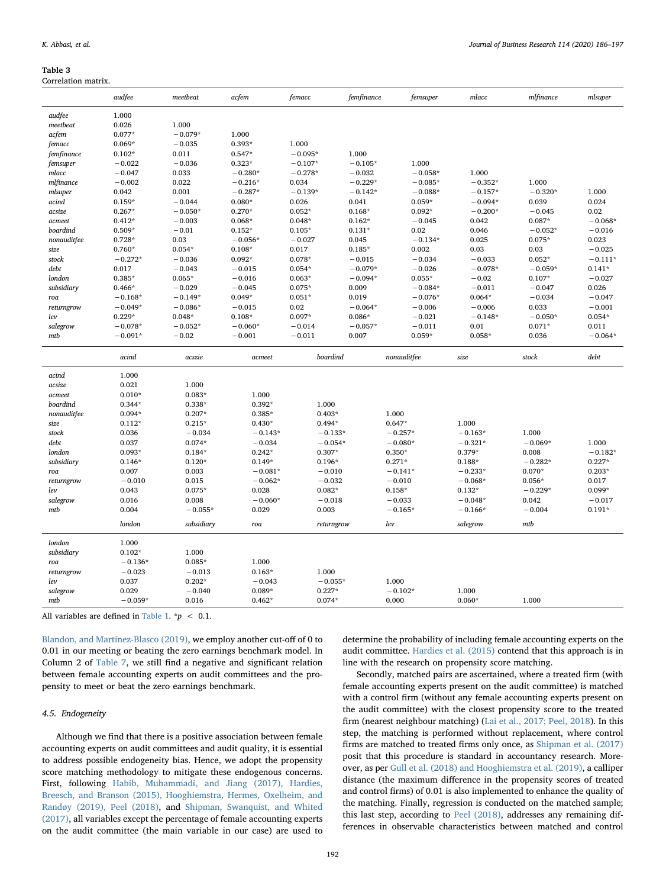**Table 3**
Correlation matrix.

| | *audfee* | *meetbeat* | *acfem* | *femacc* | *femfinance* | *femsuper* | *mlacc* | *mlfinance* | *mlsuper* |
|---|---|---|---|---|---|---|---|---|---|
| *audfee* | 1.000 | | | | | | | | |
| *meetbeat* | 0.026 | 1.000 | | | | | | | |
| *acfem* | 0.077* | −0.079* | 1.000 | | | | | | |
| *femacc* | 0.069* | −0.035 | 0.393* | 1.000 | | | | | |
| *femfinance* | 0.102* | 0.011 | 0.547* | −0.095* | 1.000 | | | | |
| *femsuper* | −0.022 | −0.036 | 0.323* | −0.107* | −0.105* | 1.000 | | | |
| *mlacc* | −0.047 | 0.033 | −0.280* | −0.278* | −0.032 | −0.058* | 1.000 | | |
| *mlfinance* | −0.002 | 0.022 | −0.216* | 0.034 | −0.229* | −0.085* | −0.352* | 1.000 | |
| *mlsuper* | 0.042 | 0.001 | −0.287* | −0.139* | −0.142* | −0.088* | −0.157* | −0.320* | 1.000 |
| *acind* | 0.159* | −0.044 | 0.080* | 0.026 | 0.041 | 0.059* | −0.094* | 0.039 | 0.024 |
| *acsize* | 0.267* | −0.050* | 0.270* | 0.052* | 0.168* | 0.092* | −0.200* | −0.045 | 0.02 |
| *acmeet* | 0.412* | −0.003 | 0.068* | 0.048* | 0.162* | −0.045 | 0.042 | 0.087* | −0.068* |
| *boardind* | 0.509* | −0.01 | 0.152* | 0.105* | 0.131* | 0.02 | 0.046 | −0.052* | −0.016 |
| *nonauditfee* | 0.728* | 0.03 | −0.056* | −0.027 | 0.045 | −0.134* | 0.025 | 0.075* | 0.023 |
| *size* | 0.760* | 0.054* | 0.108* | 0.017 | 0.185* | 0.002 | 0.03 | 0.03 | −0.025 |
| *stock* | −0.272* | −0.036 | 0.092* | 0.078* | −0.015 | −0.034 | −0.033 | 0.052* | −0.111* |
| *debt* | 0.017 | −0.043 | −0.015 | 0.054* | −0.079* | −0.026 | −0.078* | −0.059* | 0.141* |
| *london* | 0.385* | 0.065* | −0.016 | 0.063* | −0.094* | 0.055* | −0.02 | 0.107* | −0.027 |
| *subsidiary* | 0.466* | −0.029 | −0.045 | 0.075* | 0.009 | −0.084* | −0.011 | −0.047 | 0.026 |
| *roa* | −0.168* | −0.149* | 0.049* | 0.051* | 0.019 | −0.076* | 0.064* | −0.034 | −0.047 |
| *returngrow* | −0.049* | −0.086* | −0.015 | 0.02 | −0.064* | −0.006 | −0.006 | 0.033 | −0.001 |
| *lev* | 0.229* | 0.048* | 0.108* | 0.097* | 0.086* | −0.021 | −0.148* | −0.050* | 0.054* |
| *salegrow* | −0.078* | −0.052* | −0.060* | −0.014 | −0.057* | −0.011 | 0.01 | 0.071* | 0.011 |
| *mtb* | −0.091* | −0.02 | −0.001 | −0.011 | 0.007 | 0.059* | 0.058* | 0.036 | −0.064* |

| | *acind* | *acszie* | *acmeet* | *boardind* | *nonauditfee* | *size* | *stock* | *debt* |
|---|---|---|---|---|---|---|---|---|
| *acind* | 1.000 | | | | | | | |
| *acsize* | 0.021 | 1.000 | | | | | | |
| *acmeet* | 0.010* | 0.083* | 1.000 | | | | | |
| *boardind* | 0.344* | 0.338* | 0.392* | 1.000 | | | | |
| *nonauditfee* | 0.094* | 0.207* | 0.385* | 0.403* | 1.000 | | | |
| *size* | 0.112* | 0.215* | 0.430* | 0.494* | 0.647* | 1.000 | | |
| *stock* | 0.036 | −0.034 | −0.143* | −0.133* | −0.257* | −0.163* | 1.000 | |
| *debt* | 0.037 | 0.074* | −0.034 | −0.054* | −0.080* | −0.321* | −0.069* | 1.000 |
| *london* | 0.093* | 0.184* | 0.242* | 0.307* | 0.350* | 0.379* | 0.008 | −0.182* |
| *subsidiary* | 0.146* | 0.120* | 0.149* | 0.196* | 0.271* | 0.188* | −0.282* | 0.227* |
| *roa* | 0.007 | 0.003 | −0.081* | −0.010 | −0.141* | −0.233* | 0.070* | 0.203* |
| *returngrow* | −0.010 | 0.015 | −0.062* | −0.032 | −0.010 | −0.068* | 0.056* | 0.017 |
| *lev* | 0.043 | 0.075* | 0.028 | 0.082* | 0.158* | 0.132* | −0.229* | 0.099* |
| *salegrow* | 0.016 | 0.008 | −0.060* | −0.018 | −0.033 | −0.048* | 0.042 | −0.017 |
| *mtb* | 0.004 | −0.055* | 0.029 | 0.003 | −0.165* | −0.166* | −0.004 | 0.191* |

| | *london* | *subsidiary* | *roa* | *returngrow* | *lev* | *salegrow* | *mtb* |
|---|---|---|---|---|---|---|---|
| *london* | 1.000 | | | | | | |
| *subsidiary* | 0.102* | 1.000 | | | | | |
| *roa* | −0.136* | 0.085* | 1.000 | | | | |
| *returngrow* | −0.023 | −0.013 | 0.163* | 1.000 | | | |
| *lev* | 0.037 | 0.202* | −0.043 | −0.055* | 1.000 | | |
| *salegrow* | 0.029 | −0.040 | 0.089* | 0.227* | −0.102* | 1.000 | |
| *mtb* | −0.059* | 0.016 | 0.462* | 0.074* | 0.000 | 0.060* | 1.000 |

All variables are defined in Table 1. *$p < 0.1$.

Blandon, and Martinez-Blasco (2019), we employ another cut-off of 0 to 0.01 in our meeting or beating the zero earnings benchmark model. In Column 2 of Table 7, we still find a negative and significant relation between female accounting experts on audit committees and the propensity to meet or beat the zero earnings benchmark.

### 4.5. Endogeneity

Although we find that there is a positive association between female accounting experts on audit committees and audit quality, it is essential to address possible endogeneity bias. Hence, we adopt the propensity score matching methodology to mitigate these endogenous concerns. First, following Habib, Muhammadi, and Jiang (2017), Hardies, Breesch, and Branson (2015), Hooghiemstra, Hermes, Oxelheim, and Randøy (2019), Peel (2018), and Shipman, Swanquist, and Whited (2017), all variables except the percentage of female accounting experts on the audit committee (the main variable in our case) are used to determine the probability of including female accounting experts on the audit committee. Hardies et al. (2015) contend that this approach is in line with the research on propensity score matching.

Secondly, matched pairs are ascertained, where a treated firm (with female accounting experts present on the audit committee) is matched with a control firm (without any female accounting experts present on the audit committee) with the closest propensity score to the treated firm (nearest neighbour matching) (Lai et al., 2017; Peel, 2018). In this step, the matching is performed without replacement, where control firms are matched to treated firms only once, as Shipman et al. (2017) posit that this procedure is standard in accountancy research. Moreover, as per Gull et al. (2018) and Hooghiemstra et al. (2019), a calliper distance (the maximum difference in the propensity scores of treated and control firms) of 0.01 is also implemented to enhance the quality of the matching. Finally, regression is conducted on the matched sample; this last step, according to Peel (2018), addresses any remaining differences in observable characteristics between matched and control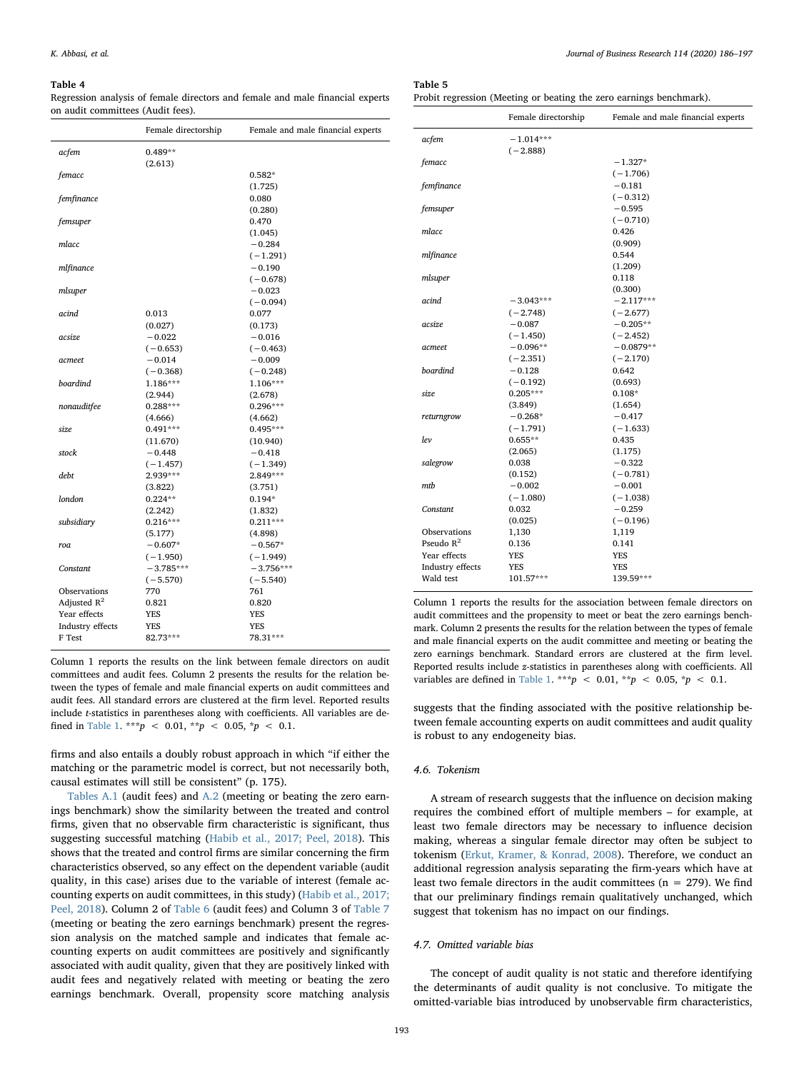**Table 4**

Regression analysis of female directors and female and male financial experts on audit committees (Audit fees).

| | Female directorship | Female and male financial experts |
|---|---|---|
| *acfem* | 0.489** | |
| | (2.613) | |
| *femacc* | | 0.582* |
| | | (1.725) |
| *femfinance* | | 0.080 |
| | | (0.280) |
| *femsuper* | | 0.470 |
| | | (1.045) |
| *mlacc* | | −0.284 |
| | | (−1.291) |
| *mlfinance* | | −0.190 |
| | | (−0.678) |
| *mlsuper* | | −0.023 |
| | | (−0.094) |
| *acind* | 0.013 | 0.077 |
| | (0.027) | (0.173) |
| *acsize* | −0.022 | −0.016 |
| | (−0.653) | (−0.463) |
| *acmeet* | −0.014 | −0.009 |
| | (−0.368) | (−0.248) |
| *boardind* | 1.186*** | 1.106*** |
| | (2.944) | (2.678) |
| *nonauditfee* | 0.288*** | 0.296*** |
| | (4.666) | (4.662) |
| *size* | 0.491*** | 0.495*** |
| | (11.670) | (10.940) |
| *stock* | −0.448 | −0.418 |
| | (−1.457) | (−1.349) |
| *debt* | 2.939*** | 2.849*** |
| | (3.822) | (3.751) |
| *london* | 0.224** | 0.194* |
| | (2.242) | (1.832) |
| *subsidiary* | 0.216*** | 0.211*** |
| | (5.177) | (4.898) |
| *roa* | −0.607* | −0.567* |
| | (−1.950) | (−1.949) |
| *Constant* | −3.785*** | −3.756*** |
| | (−5.570) | (−5.540) |
| Observations | 770 | 761 |
| Adjusted $R^2$ | 0.821 | 0.820 |
| Year effects | YES | YES |
| Industry effects | YES | YES |
| F Test | 82.73*** | 78.31*** |

Column 1 reports the results on the link between female directors on audit committees and audit fees. Column 2 presents the results for the relation between the types of female and male financial experts on audit committees and audit fees. All standard errors are clustered at the firm level. Reported results include *t*-statistics in parentheses along with coefficients. All variables are defined in Table 1. ***$p < 0.01$, **$p < 0.05$, *$p < 0.1$.

**Table 5**

Probit regression (Meeting or beating the zero earnings benchmark).

| | Female directorship | Female and male financial experts |
|---|---|---|
| *acfem* | −1.014*** | |
| | (−2.888) | |
| *femacc* | | −1.327* |
| | | (−1.706) |
| *femfinance* | | −0.181 |
| | | (−0.312) |
| *femsuper* | | −0.595 |
| | | (−0.710) |
| *mlacc* | | 0.426 |
| | | (0.909) |
| *mlfinance* | | 0.544 |
| | | (1.209) |
| *mlsuper* | | 0.118 |
| | | (0.300) |
| *acind* | −3.043*** | −2.117*** |
| | (−2.748) | (−2.677) |
| *acsize* | −0.087 | −0.205** |
| | (−1.450) | (−2.452) |
| *acmeet* | −0.096** | −0.0879** |
| | (−2.351) | (−2.170) |
| *boardind* | −0.128 | 0.642 |
| | (−0.192) | (0.693) |
| *size* | 0.205*** | 0.108* |
| | (3.849) | (1.654) |
| *returngrow* | −0.268* | −0.417 |
| | (−1.791) | (−1.633) |
| *lev* | 0.655** | 0.435 |
| | (2.065) | (1.175) |
| *salegrow* | 0.038 | −0.322 |
| | (0.152) | (−0.781) |
| *mtb* | −0.002 | −0.001 |
| | (−1.080) | (−1.038) |
| *Constant* | 0.032 | −0.259 |
| | (0.025) | (−0.196) |
| Observations | 1,130 | 1,119 |
| Pseudo $R^2$ | 0.136 | 0.141 |
| Year effects | YES | YES |
| Industry effects | YES | YES |
| Wald test | 101.57*** | 139.59*** |

Column 1 reports the results for the association between female directors on audit committees and the propensity to meet or beat the zero earnings benchmark. Column 2 presents the results for the relation between the types of female and male financial experts on the audit committee and meeting or beating the zero earnings benchmark. Standard errors are clustered at the firm level. Reported results include *z*-statistics in parentheses along with coefficients. All variables are defined in Table 1. ***$p < 0.01$, **$p < 0.05$, *$p < 0.1$.

firms and also entails a doubly robust approach in which "if either the matching or the parametric model is correct, but not necessarily both, causal estimates will still be consistent" (p. 175).

Tables A.1 (audit fees) and A.2 (meeting or beating the zero earnings benchmark) show the similarity between the treated and control firms, given that no observable firm characteristic is significant, thus suggesting successful matching (Habib et al., 2017; Peel, 2018). This shows that the treated and control firms are similar concerning the firm characteristics observed, so any effect on the dependent variable (audit quality, in this case) arises due to the variable of interest (female accounting experts on audit committees, in this study) (Habib et al., 2017; Peel, 2018). Column 2 of Table 6 (audit fees) and Column 3 of Table 7 (meeting or beating the zero earnings benchmark) present the regression analysis on the matched sample and indicates that female accounting experts on audit committees are positively and significantly associated with audit quality, given that they are positively linked with audit fees and negatively related with meeting or beating the zero earnings benchmark. Overall, propensity score matching analysis suggests that the finding associated with the positive relationship between female accounting experts on audit committees and audit quality is robust to any endogeneity bias.

### 4.6. Tokenism

A stream of research suggests that the influence on decision making requires the combined effort of multiple members – for example, at least two female directors may be necessary to influence decision making, whereas a singular female director may often be subject to tokenism (Erkut, Kramer, & Konrad, 2008). Therefore, we conduct an additional regression analysis separating the firm-years which have at least two female directors in the audit committees (n = 279). We find that our preliminary findings remain qualitatively unchanged, which suggest that tokenism has no impact on our findings.

### 4.7. Omitted variable bias

The concept of audit quality is not static and therefore identifying the determinants of audit quality is not conclusive. To mitigate the omitted-variable bias introduced by unobservable firm characteristics,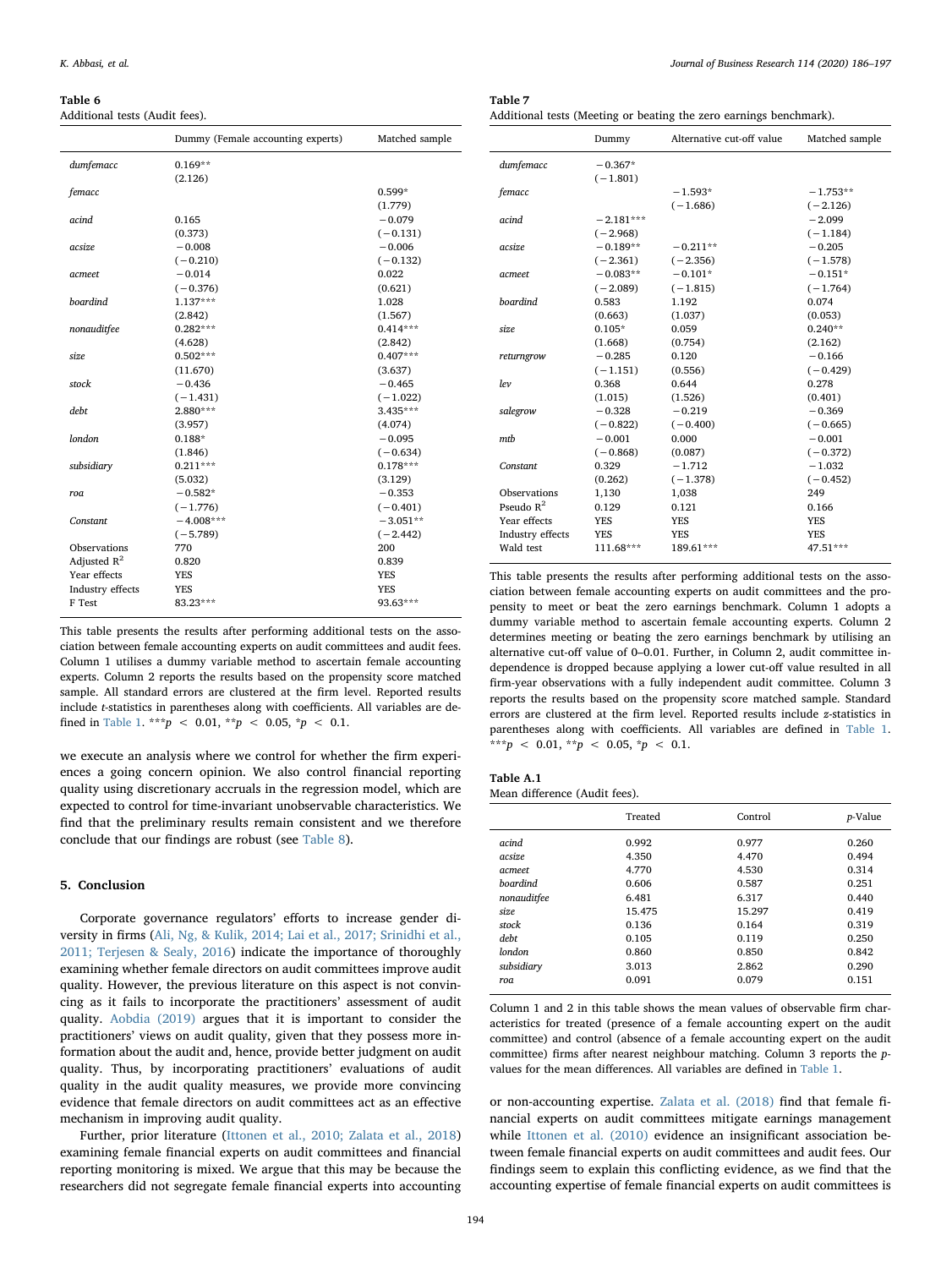**Table 6**
Additional tests (Audit fees).

| | Dummy (Female accounting experts) | Matched sample |
|---|---|---|
| *dumfemacc* | 0.169** | |
| | (2.126) | |
| *femacc* | | 0.599* |
| | | (1.779) |
| *acind* | 0.165 | −0.079 |
| | (0.373) | (−0.131) |
| *acsize* | −0.008 | −0.006 |
| | (−0.210) | (−0.132) |
| *acmeet* | −0.014 | 0.022 |
| | (−0.376) | (0.621) |
| *boardind* | 1.137*** | 1.028 |
| | (2.842) | (1.567) |
| *nonauditfee* | 0.282*** | 0.414*** |
| | (4.628) | (2.842) |
| *size* | 0.502*** | 0.407*** |
| | (11.670) | (3.637) |
| *stock* | −0.436 | −0.465 |
| | (−1.431) | (−1.022) |
| *debt* | 2.880*** | 3.435*** |
| | (3.957) | (4.074) |
| *london* | 0.188* | −0.095 |
| | (1.846) | (−0.634) |
| *subsidiary* | 0.211*** | 0.178*** |
| | (5.032) | (3.129) |
| *roa* | −0.582* | −0.353 |
| | (−1.776) | (−0.401) |
| *Constant* | −4.008*** | −3.051** |
| | (−5.789) | (−2.442) |
| Observations | 770 | 200 |
| Adjusted $R^2$ | 0.820 | 0.839 |
| Year effects | YES | YES |
| Industry effects | YES | YES |
| F Test | 83.23*** | 93.63*** |

This table presents the results after performing additional tests on the association between female accounting experts on audit committees and audit fees. Column 1 utilises a dummy variable method to ascertain female accounting experts. Column 2 reports the results based on the propensity score matched sample. All standard errors are clustered at the firm level. Reported results include *t*-statistics in parentheses along with coefficients. All variables are defined in Table 1. ***$p < 0.01$, **$p < 0.05$, *$p < 0.1$.

we execute an analysis where we control for whether the firm experiences a going concern opinion. We also control financial reporting quality using discretionary accruals in the regression model, which are expected to control for time-invariant unobservable characteristics. We find that the preliminary results remain consistent and we therefore conclude that our findings are robust (see Table 8).

## 5. Conclusion

Corporate governance regulators' efforts to increase gender diversity in firms (Ali, Ng, & Kulik, 2014; Lai et al., 2017; Srinidhi et al., 2011; Terjesen & Sealy, 2016) indicate the importance of thoroughly examining whether female directors on audit committees improve audit quality. However, the previous literature on this aspect is not convincing as it fails to incorporate the practitioners' assessment of audit quality. Aobdia (2019) argues that it is important to consider the practitioners' views on audit quality, given that they possess more information about the audit and, hence, provide better judgment on audit quality. Thus, by incorporating practitioners' evaluations of audit quality in the audit quality measures, we provide more convincing evidence that female directors on audit committees act as an effective mechanism in improving audit quality.

Further, prior literature (Ittonen et al., 2010; Zalata et al., 2018) examining female financial experts on audit committees and financial reporting monitoring is mixed. We argue that this may be because the researchers did not segregate female financial experts into accounting or non-accounting expertise. Zalata et al. (2018) find that female financial experts on audit committees mitigate earnings management while Ittonen et al. (2010) evidence an insignificant association between female financial experts on audit committees and audit fees. Our findings seem to explain this conflicting evidence, as we find that the accounting expertise of female financial experts on audit committees is

**Table 7**
Additional tests (Meeting or beating the zero earnings benchmark).

| | Dummy | Alternative cut-off value | Matched sample |
|---|---|---|---|
| *dumfemacc* | −0.367* | | |
| | (−1.801) | | |
| *femacc* | | −1.593* | −1.753** |
| | | (−1.686) | (−2.126) |
| *acind* | −2.181*** | | −2.099 |
| | (−2.968) | | (−1.184) |
| *acsize* | −0.189** | −0.211** | −0.205 |
| | (−2.361) | (−2.356) | (−1.578) |
| *acmeet* | −0.083** | −0.101* | −0.151* |
| | (−2.089) | (−1.815) | (−1.764) |
| *boardind* | 0.583 | 1.192 | 0.074 |
| | (0.663) | (1.037) | (0.053) |
| *size* | 0.105* | 0.059 | 0.240** |
| | (1.668) | (0.754) | (2.162) |
| *returngrow* | −0.285 | 0.120 | −0.166 |
| | (−1.151) | (0.556) | (−0.429) |
| *lev* | 0.368 | 0.644 | 0.278 |
| | (1.015) | (1.526) | (0.401) |
| *salegrow* | −0.328 | −0.219 | −0.369 |
| | (−0.822) | (−0.400) | (−0.665) |
| *mtb* | −0.001 | 0.000 | −0.001 |
| | (−0.868) | (0.087) | (−0.372) |
| *Constant* | 0.329 | −1.712 | −1.032 |
| | (0.262) | (−1.378) | (−0.452) |
| Observations | 1,130 | 1,038 | 249 |
| Pseudo $R^2$ | 0.129 | 0.121 | 0.166 |
| Year effects | YES | YES | YES |
| Industry effects | YES | YES | YES |
| Wald test | 111.68*** | 189.61*** | 47.51*** |

This table presents the results after performing additional tests on the association between female accounting experts on audit committees and the propensity to meet or beat the zero earnings benchmark. Column 1 adopts a dummy variable method to ascertain female accounting experts. Column 2 determines meeting or beating the zero earnings benchmark by utilising an alternative cut-off value of 0–0.01. Further, in Column 2, audit committee independence is dropped because applying a lower cut-off value resulted in all firm-year observations with a fully independent audit committee. Column 3 reports the results based on the propensity score matched sample. Standard errors are clustered at the firm level. Reported results include *z*-statistics in parentheses along with coefficients. All variables are defined in Table 1. ***$p < 0.01$, **$p < 0.05$, *$p < 0.1$.

**Table A.1**
Mean difference (Audit fees).

| | Treated | Control | *p*-Value |
|---|---|---|---|
| *acind* | 0.992 | 0.977 | 0.260 |
| *acsize* | 4.350 | 4.470 | 0.494 |
| *acmeet* | 4.770 | 4.530 | 0.314 |
| *boardind* | 0.606 | 0.587 | 0.251 |
| *nonauditfee* | 6.481 | 6.317 | 0.440 |
| *size* | 15.475 | 15.297 | 0.419 |
| *stock* | 0.136 | 0.164 | 0.319 |
| *debt* | 0.105 | 0.119 | 0.250 |
| *london* | 0.860 | 0.850 | 0.842 |
| *subsidiary* | 3.013 | 2.862 | 0.290 |
| *roa* | 0.091 | 0.079 | 0.151 |

Column 1 and 2 in this table shows the mean values of observable firm characteristics for treated (presence of a female accounting expert on the audit committee) and control (absence of a female accounting expert on the audit committee) firms after nearest neighbour matching. Column 3 reports the *p*-values for the mean differences. All variables are defined in Table 1.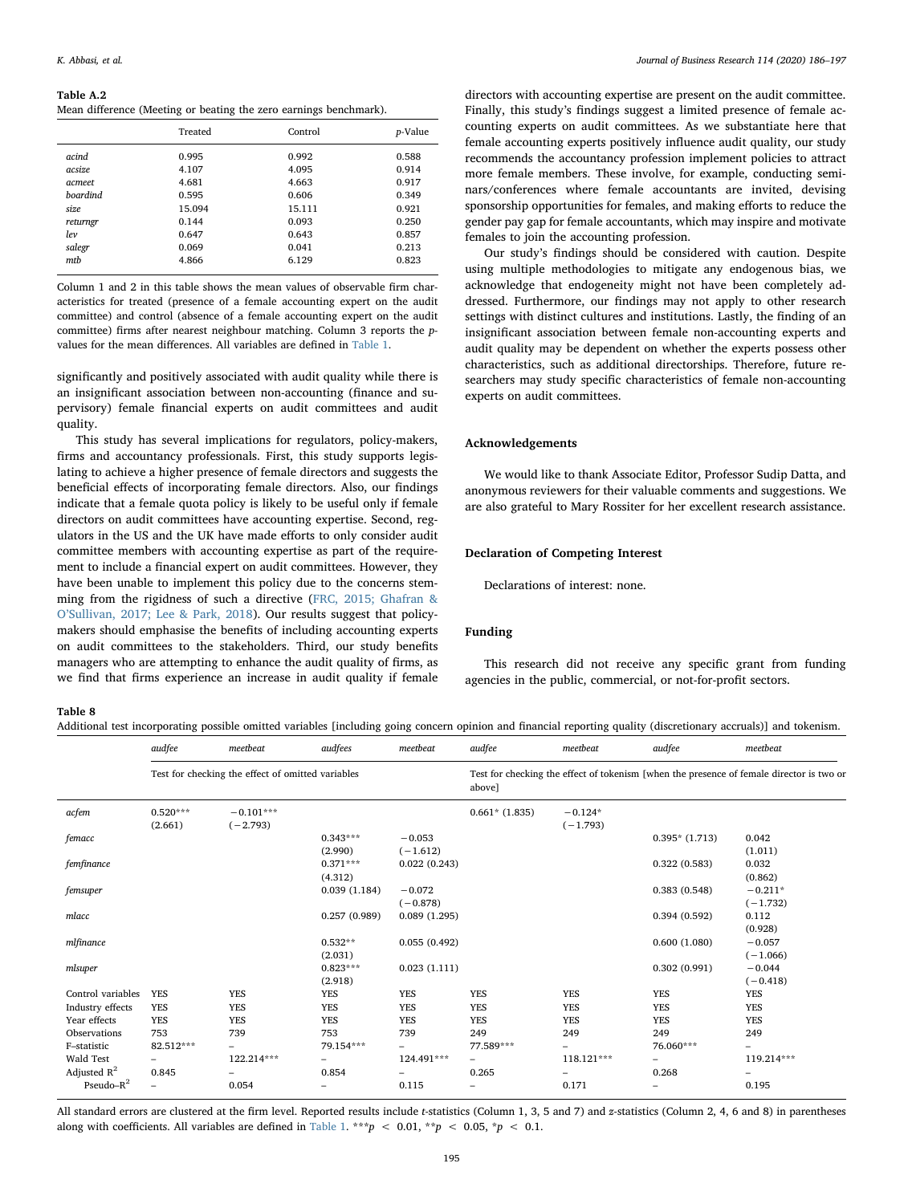**Table A.2**
Mean difference (Meeting or beating the zero earnings benchmark).

| | Treated | Control | *p*-Value |
|---|---|---|---|
| *acind* | 0.995 | 0.992 | 0.588 |
| *acsize* | 4.107 | 4.095 | 0.914 |
| *acmeet* | 4.681 | 4.663 | 0.917 |
| *boardind* | 0.595 | 0.606 | 0.349 |
| *size* | 15.094 | 15.111 | 0.921 |
| *returngr* | 0.144 | 0.093 | 0.250 |
| *lev* | 0.647 | 0.643 | 0.857 |
| *salegr* | 0.069 | 0.041 | 0.213 |
| *mtb* | 4.866 | 6.129 | 0.823 |

Column 1 and 2 in this table shows the mean values of observable firm characteristics for treated (presence of a female accounting expert on the audit committee) and control (absence of a female accounting expert on the audit committee) firms after nearest neighbour matching. Column 3 reports the *p*-values for the mean differences. All variables are defined in Table 1.

significantly and positively associated with audit quality while there is an insignificant association between non-accounting (finance and supervisory) female financial experts on audit committees and audit quality.

This study has several implications for regulators, policy-makers, firms and accountancy professionals. First, this study supports legislating to achieve a higher presence of female directors and suggests the beneficial effects of incorporating female directors. Also, our findings indicate that a female quota policy is likely to be useful only if female directors on audit committees have accounting expertise. Second, regulators in the US and the UK have made efforts to only consider audit committee members with accounting expertise as part of the requirement to include a financial expert on audit committees. However, they have been unable to implement this policy due to the concerns stemming from the rigidness of such a directive (FRC, 2015; Ghafran & O'Sullivan, 2017; Lee & Park, 2018). Our results suggest that policy-makers should emphasise the benefits of including accounting experts on audit committees to the stakeholders. Third, our study benefits managers who are attempting to enhance the audit quality of firms, as we find that firms experience an increase in audit quality if female directors with accounting expertise are present on the audit committee. Finally, this study's findings suggest a limited presence of female accounting experts on audit committees. As we substantiate here that female accounting experts positively influence audit quality, our study recommends the accountancy profession implement policies to attract more female members. These involve, for example, conducting seminars/conferences where female accountants are invited, devising sponsorship opportunities for females, and making efforts to reduce the gender pay gap for female accountants, which may inspire and motivate females to join the accounting profession.

Our study's findings should be considered with caution. Despite using multiple methodologies to mitigate any endogenous bias, we acknowledge that endogeneity might not have been completely addressed. Furthermore, our findings may not apply to other research settings with distinct cultures and institutions. Lastly, the finding of an insignificant association between female non-accounting experts and audit quality may be dependent on whether the experts possess other characteristics, such as additional directorships. Therefore, future researchers may study specific characteristics of female non-accounting experts on audit committees.

## Acknowledgements

We would like to thank Associate Editor, Professor Sudip Datta, and anonymous reviewers for their valuable comments and suggestions. We are also grateful to Mary Rossiter for her excellent research assistance.

## Declaration of Competing Interest

Declarations of interest: none.

## Funding

This research did not receive any specific grant from funding agencies in the public, commercial, or not-for-profit sectors.

**Table 8**
Additional test incorporating possible omitted variables [including going concern opinion and financial reporting quality (discretionary accruals)] and tokenism.

| | *audfee* | *meetbeat* | *audfees* | *meetbeat* | *audfee* | *meetbeat* | *audfee* | *meetbeat* |
|---|---|---|---|---|---|---|---|---|
| | Test for checking the effect of omitted variables | | | | Test for checking the effect of tokenism [when the presence of female director is two or above] | | | |
| *acfem* | 0.520*** (2.661) | −0.101*** (−2.793) | | | 0.661* (1.835) | −0.124* (−1.793) | | |
| *femacc* | | | 0.343*** (2.990) | −0.053 (−1.612) | | | 0.395* (1.713) | 0.042 (1.011) |
| *femfinance* | | | 0.371*** (4.312) | 0.022 (0.243) | | | 0.322 (0.583) | 0.032 (0.862) |
| *femsuper* | | | 0.039 (1.184) | −0.072 (−0.878) | | | 0.383 (0.548) | −0.211* (−1.732) |
| *mlacc* | | | 0.257 (0.989) | 0.089 (1.295) | | | 0.394 (0.592) | 0.112 (0.928) |
| *mlfinance* | | | 0.532** (2.031) | 0.055 (0.492) | | | 0.600 (1.080) | −0.057 (−1.066) |
| *mlsuper* | | | 0.823*** (2.918) | 0.023 (1.111) | | | 0.302 (0.991) | −0.044 (−0.418) |
| Control variables | YES | YES | YES | YES | YES | YES | YES | YES |
| Industry effects | YES | YES | YES | YES | YES | YES | YES | YES |
| Year effects | YES | YES | YES | YES | YES | YES | YES | YES |
| Observations | 753 | 739 | 753 | 739 | 249 | 249 | 249 | 249 |
| F–statistic | 82.512*** | – | 79.154*** | – | 77.589*** | – | 76.060*** | – |
| Wald Test | – | 122.214*** | – | 124.491*** | – | 118.121*** | – | 119.214*** |
| Adjusted $R^2$ | 0.845 | – | 0.854 | – | 0.265 | – | 0.268 | – |
| Pseudo–$R^2$ | – | 0.054 | – | 0.115 | – | 0.171 | – | 0.195 |

All standard errors are clustered at the firm level. Reported results include *t*-statistics (Column 1, 3, 5 and 7) and *z*-statistics (Column 2, 4, 6 and 8) in parentheses along with coefficients. All variables are defined in Table 1. ***$p < 0.01$, **$p < 0.05$, *$p < 0.1$.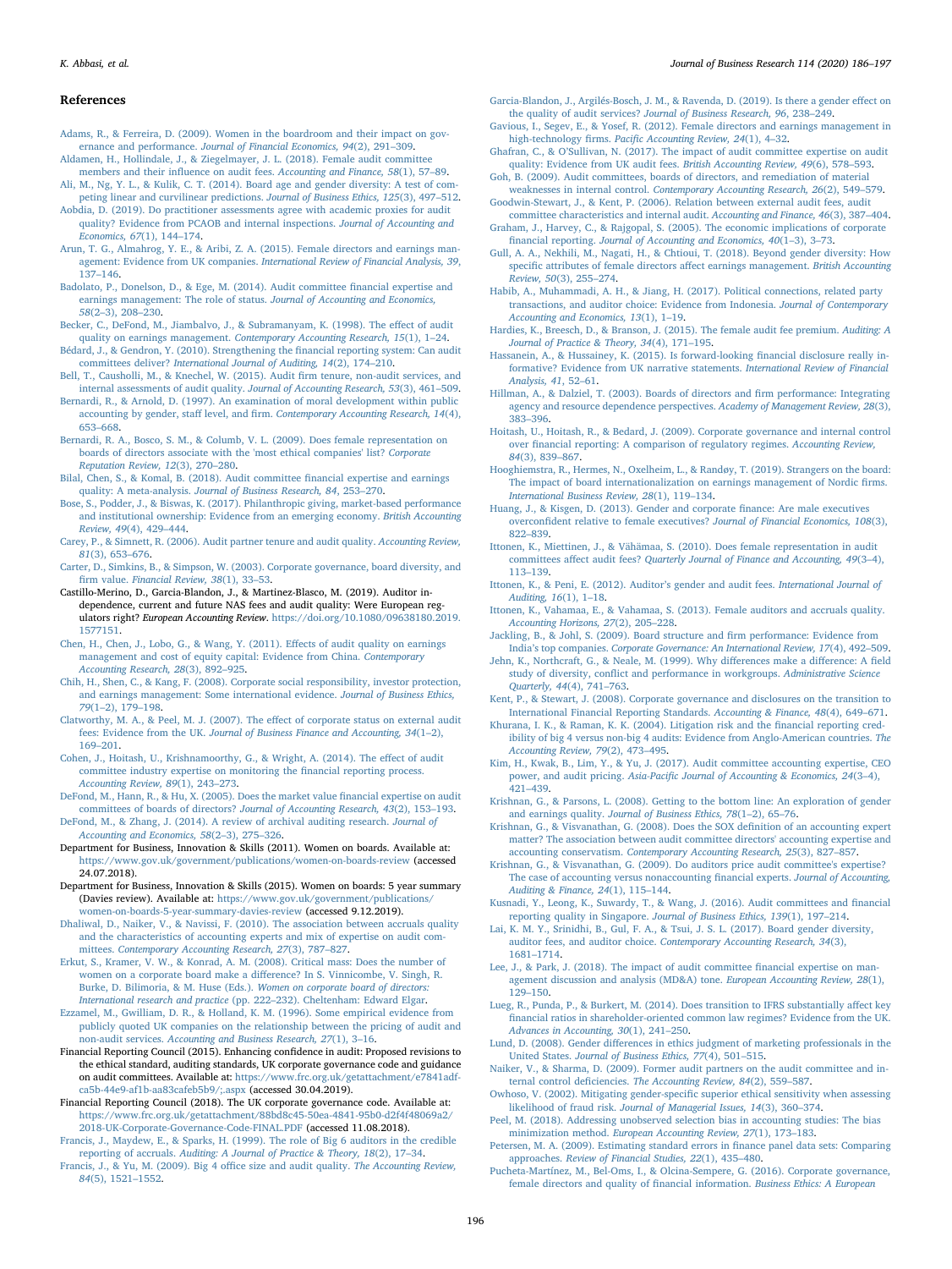## References

Adams, R., & Ferreira, D. (2009). Women in the boardroom and their impact on governance and performance. *Journal of Financial Economics, 94*(2), 291–309.

Aldamen, H., Hollindale, J., & Ziegelmayer, J. L. (2018). Female audit committee members and their influence on audit fees. *Accounting and Finance, 58*(1), 57–89.

Ali, M., Ng, Y. L., & Kulik, C. T. (2014). Board age and gender diversity: A test of competing linear and curvilinear predictions. *Journal of Business Ethics, 125*(3), 497–512.

Aobdia, D. (2019). Do practitioner assessments agree with academic proxies for audit quality? Evidence from PCAOB and internal inspections. *Journal of Accounting and Economics, 67*(1), 144–174.

Arun, T. G., Almahrog, Y. E., & Aribi, Z. A. (2015). Female directors and earnings management: Evidence from UK companies. *International Review of Financial Analysis, 39*, 137–146.

Badolato, P., Donelson, D., & Ege, M. (2014). Audit committee financial expertise and earnings management: The role of status. *Journal of Accounting and Economics, 58*(2–3), 208–230.

Becker, C., DeFond, M., Jiambalvo, J., & Subramanyam, K. (1998). The effect of audit quality on earnings management. *Contemporary Accounting Research, 15*(1), 1–24.

Bédard, J., & Gendron, Y. (2010). Strengthening the financial reporting system: Can audit committees deliver? *International Journal of Auditing, 14*(2), 174–210.

Bell, T., Causholli, M., & Knechel, W. (2015). Audit firm tenure, non-audit services, and internal assessments of audit quality. *Journal of Accounting Research, 53*(3), 461–509.

Bernardi, R., & Arnold, D. (1997). An examination of moral development within public accounting by gender, staff level, and firm. *Contemporary Accounting Research, 14*(4), 653–668.

Bernardi, R. A., Bosco, S. M., & Columb, V. L. (2009). Does female representation on boards of directors associate with the 'most ethical companies' list? *Corporate Reputation Review, 12*(3), 270–280.

Bilal, Chen, S., & Komal, B. (2018). Audit committee financial expertise and earnings quality: A meta-analysis. *Journal of Business Research, 84*, 253–270.

Bose, S., Podder, J., & Biswas, K. (2017). Philanthropic giving, market-based performance and institutional ownership: Evidence from an emerging economy. *British Accounting Review, 49*(4), 429–444.

Carey, P., & Simnett, R. (2006). Audit partner tenure and audit quality. *Accounting Review, 81*(3), 653–676.

Carter, D., Simkins, B., & Simpson, W. (2003). Corporate governance, board diversity, and firm value. *Financial Review, 38*(1), 33–53.

Castillo-Merino, D., Garcia-Blandon, J., & Martinez-Blasco, M. (2019). Auditor independence, current and future NAS fees and audit quality: Were European regulators right? *European Accounting Review*. https://doi.org/10.1080/09638180.2019.1577151.

Chen, H., Chen, J., Lobo, G., & Wang, Y. (2011). Effects of audit quality on earnings management and cost of equity capital: Evidence from China. *Contemporary Accounting Research, 28*(3), 892–925.

Chih, H., Shen, C., & Kang, F. (2008). Corporate social responsibility, investor protection, and earnings management: Some international evidence. *Journal of Business Ethics, 79*(1–2), 179–198.

Clatworthy, M. A., & Peel, M. J. (2007). The effect of corporate status on external audit fees: Evidence from the UK. *Journal of Business Finance and Accounting, 34*(1–2), 169–201.

Cohen, J., Hoitash, U., Krishnamoorthy, G., & Wright, A. (2014). The effect of audit committee industry expertise on monitoring the financial reporting process. *Accounting Review, 89*(1), 243–273.

DeFond, M., Hann, R., & Hu, X. (2005). Does the market value financial expertise on audit committees of boards of directors? *Journal of Accounting Research, 43*(2), 153–193.

DeFond, M., & Zhang, J. (2014). A review of archival auditing research. *Journal of Accounting and Economics, 58*(2–3), 275–326.

Department for Business, Innovation & Skills (2011). Women on boards. Available at: https://www.gov.uk/government/publications/women-on-boards-review (accessed 24.07.2018).

Department for Business, Innovation & Skills (2015). Women on boards: 5 year summary (Davies review). Available at: https://www.gov.uk/government/publications/women-on-boards-5-year-summary-davies-review (accessed 9.12.2019).

Dhaliwal, D., Naiker, V., & Navissi, F. (2010). The association between accruals quality and the characteristics of accounting experts and mix of expertise on audit committees. *Contemporary Accounting Research, 27*(3), 787–827.

Erkut, S., Kramer, V. W., & Konrad, A. M. (2008). Critical mass: Does the number of women on a corporate board make a difference? In S. Vinnicombe, V. Singh, R. Burke, D. Bilimoria, & M. Huse (Eds.). *Women on corporate board of directors: International research and practice* (pp. 222–232). Cheltenham: Edward Elgar.

Ezzamel, M., Gwilliam, D. R., & Holland, K. M. (1996). Some empirical evidence from publicly quoted UK companies on the relationship between the pricing of audit and non-audit services. *Accounting and Business Research, 27*(1), 3–16.

Financial Reporting Council (2015). Enhancing confidence in audit: Proposed revisions to the ethical standard, auditing standards, UK corporate governance code and guidance on audit committees. Available at: https://www.frc.org.uk/getattachment/e7841adf-ca5b-44e9-af1b-aa83cafeb5b9/;.aspx (accessed 30.04.2019).

Financial Reporting Council (2018). The UK corporate governance code. Available at: https://www.frc.org.uk/getattachment/88bd8c45-50ea-4841-95b0-d2f4f48069a2/2018-UK-Corporate-Governance-Code-FINAL.PDF (accessed 11.08.2018).

Francis, J., Maydew, E., & Sparks, H. (1999). The role of Big 6 auditors in the credible reporting of accruals. *Auditing: A Journal of Practice & Theory, 18*(2), 17–34.

Francis, J., & Yu, M. (2009). Big 4 office size and audit quality. *The Accounting Review, 84*(5), 1521–1552.

Garcia-Blandon, J., Argilés-Bosch, J. M., & Ravenda, D. (2019). Is there a gender effect on the quality of audit services? *Journal of Business Research, 96*, 238–249.

Gavious, I., Segev, E., & Yosef, R. (2012). Female directors and earnings management in high-technology firms. *Pacific Accounting Review, 24*(1), 4–32.

Ghafran, C., & O'Sullivan, N. (2017). The impact of audit committee expertise on audit quality: Evidence from UK audit fees. *British Accounting Review, 49*(6), 578–593.

Goh, B. (2009). Audit committees, boards of directors, and remediation of material weaknesses in internal control. *Contemporary Accounting Research, 26*(2), 549–579.

Goodwin-Stewart, J., & Kent, P. (2006). Relation between external audit fees, audit committee characteristics and internal audit. *Accounting and Finance, 46*(3), 387–404.

Graham, J., Harvey, C., & Rajgopal, S. (2005). The economic implications of corporate financial reporting. *Journal of Accounting and Economics, 40*(1–3), 3–73.

Gull, A. A., Nekhili, M., Nagati, H., & Chtioui, T. (2018). Beyond gender diversity: How specific attributes of female directors affect earnings management. *British Accounting Review, 50*(3), 255–274.

Habib, A., Muhammadi, A. H., & Jiang, H. (2017). Political connections, related party transactions, and auditor choice: Evidence from Indonesia. *Journal of Contemporary Accounting and Economics, 13*(1), 1–19.

Hardies, K., Breesch, D., & Branson, J. (2015). The female audit fee premium. *Auditing: A Journal of Practice & Theory, 34*(4), 171–195.

Hassanein, A., & Hussainey, K. (2015). Is forward-looking financial disclosure really informative? Evidence from UK narrative statements. *International Review of Financial Analysis, 41*, 52–61.

Hillman, A., & Dalziel, T. (2003). Boards of directors and firm performance: Integrating agency and resource dependence perspectives. *Academy of Management Review, 28*(3), 383–396.

Hoitash, U., Hoitash, R., & Bedard, J. (2009). Corporate governance and internal control over financial reporting: A comparison of regulatory regimes. *Accounting Review, 84*(3), 839–867.

Hooghiemstra, R., Hermes, N., Oxelheim, L., & Randøy, T. (2019). Strangers on the board: The impact of board internationalization on earnings management of Nordic firms. *International Business Review, 28*(1), 119–134.

Huang, J., & Kisgen, D. (2013). Gender and corporate finance: Are male executives overconfident relative to female executives? *Journal of Financial Economics, 108*(3), 822–839.

Ittonen, K., Miettinen, J., & Vähämaa, S. (2010). Does female representation in audit committees affect audit fees? *Quarterly Journal of Finance and Accounting, 49*(3–4), 113–139.

Ittonen, K., & Peni, E. (2012). Auditor's gender and audit fees. *International Journal of Auditing, 16*(1), 1–18.

Ittonen, K., Vahamaa, E., & Vahamaa, S. (2013). Female auditors and accruals quality. *Accounting Horizons, 27*(2), 205–228.

Jackling, B., & Johl, S. (2009). Board structure and firm performance: Evidence from India's top companies. *Corporate Governance: An International Review, 17*(4), 492–509.

Jehn, K., Northcraft, G., & Neale, M. (1999). Why differences make a difference: A field study of diversity, conflict and performance in workgroups. *Administrative Science Quarterly, 44*(4), 741–763.

Kent, P., & Stewart, J. (2008). Corporate governance and disclosures on the transition to International Financial Reporting Standards. *Accounting & Finance, 48*(4), 649–671.

Khurana, I. K., & Raman, K. K. (2004). Litigation risk and the financial reporting credibility of big 4 versus non-big 4 audits: Evidence from Anglo-American countries. *The Accounting Review, 79*(2), 473–495.

Kim, H., Kwak, B., Lim, Y., & Yu, J. (2017). Audit committee accounting expertise, CEO power, and audit pricing. *Asia-Pacific Journal of Accounting & Economics, 24*(3–4), 421–439.

Krishnan, G., & Parsons, L. (2008). Getting to the bottom line: An exploration of gender and earnings quality. *Journal of Business Ethics, 78*(1–2), 65–76.

Krishnan, G., & Visvanathan, G. (2008). Does the SOX definition of an accounting expert matter? The association between audit committee directors' accounting expertise and accounting conservatism. *Contemporary Accounting Research, 25*(3), 827–857.

Krishnan, G., & Visvanathan, G. (2009). Do auditors price audit committee's expertise? The case of accounting versus nonaccounting financial experts. *Journal of Accounting, Auditing & Finance, 24*(1), 115–144.

Kusnadi, Y., Leong, K., Suwardy, T., & Wang, J. (2016). Audit committees and financial reporting quality in Singapore. *Journal of Business Ethics, 139*(1), 197–214.

Lai, K. M. Y., Srinidhi, B., Gul, F. A., & Tsui, J. S. L. (2017). Board gender diversity, auditor fees, and auditor choice. *Contemporary Accounting Research, 34*(3), 1681–1714.

Lee, J., & Park, J. (2018). The impact of audit committee financial expertise on management discussion and analysis (MD&A) tone. *European Accounting Review, 28*(1), 129–150.

Lueg, R., Punda, P., & Burkert, M. (2014). Does transition to IFRS substantially affect key financial ratios in shareholder-oriented common law regimes? Evidence from the UK. *Advances in Accounting, 30*(1), 241–250.

Lund, D. (2008). Gender differences in ethics judgment of marketing professionals in the United States. *Journal of Business Ethics, 77*(4), 501–515.

Naiker, V., & Sharma, D. (2009). Former audit partners on the audit committee and internal control deficiencies. *The Accounting Review, 84*(2), 559–587.

Owhoso, V. (2002). Mitigating gender-specific superior ethical sensitivity when assessing likelihood of fraud risk. *Journal of Managerial Issues, 14*(3), 360–374.

Peel, M. (2018). Addressing unobserved selection bias in accounting studies: The bias minimization method. *European Accounting Review, 27*(1), 173–183.

Petersen, M. A. (2009). Estimating standard errors in finance panel data sets: Comparing approaches. *Review of Financial Studies, 22*(1), 435–480.

Pucheta-Martínez, M., Bel-Oms, I., & Olcina-Sempere, G. (2016). Corporate governance, female directors and quality of financial information. *Business Ethics: A European*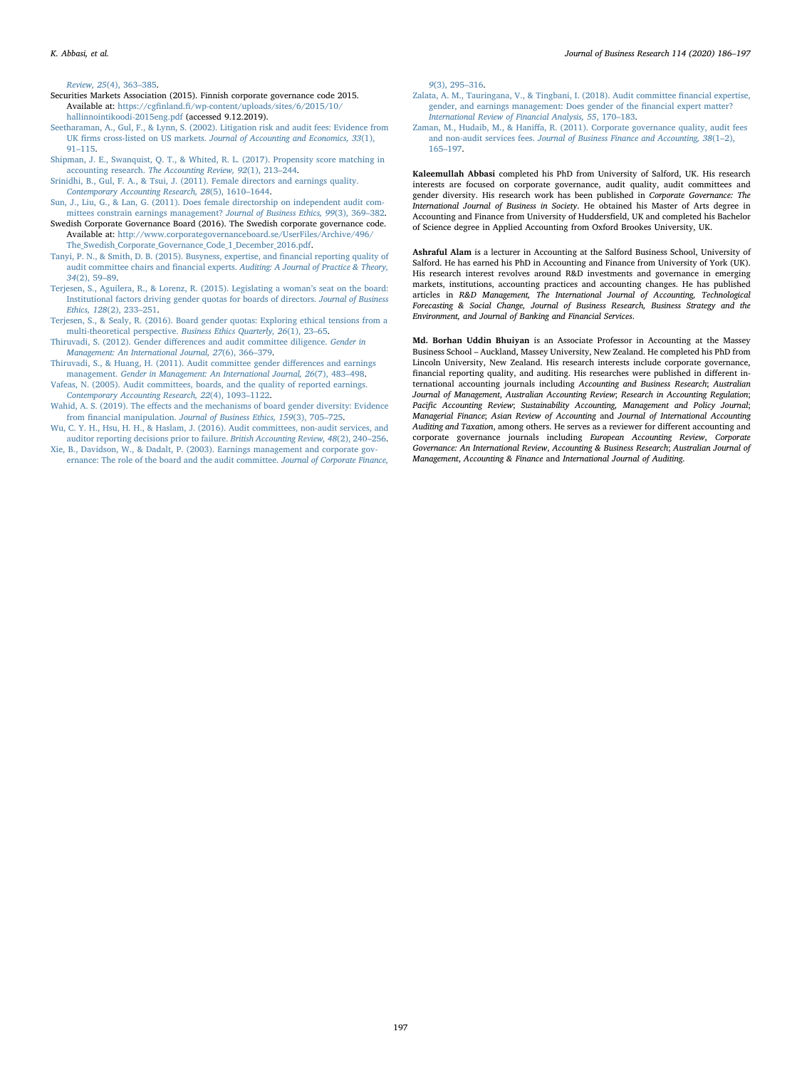*Review, 25*(4), 363–385.

Securities Markets Association (2015). Finnish corporate governance code 2015. Available at: https://cgfinland.fi/wp-content/uploads/sites/6/2015/10/hallinnointikoodi-2015eng.pdf (accessed 9.12.2019).

Seetharaman, A., Gul, F., & Lynn, S. (2002). Litigation risk and audit fees: Evidence from UK firms cross-listed on US markets. *Journal of Accounting and Economics, 33*(1), 91–115.

Shipman, J. E., Swanquist, Q. T., & Whited, R. L. (2017). Propensity score matching in accounting research. *The Accounting Review, 92*(1), 213–244.

Srinidhi, B., Gul, F. A., & Tsui, J. (2011). Female directors and earnings quality. *Contemporary Accounting Research, 28*(5), 1610–1644.

Sun, J., Liu, G., & Lan, G. (2011). Does female directorship on independent audit committees constrain earnings management? *Journal of Business Ethics, 99*(3), 369–382.

Swedish Corporate Governance Board (2016). The Swedish corporate governance code. Available at: http://www.corporategovernanceboard.se/UserFiles/Archive/496/The_Swedish_Corporate_Governance_Code_1_December_2016.pdf.

Tanyi, P. N., & Smith, D. B. (2015). Busyness, expertise, and financial reporting quality of audit committee chairs and financial experts. *Auditing: A Journal of Practice & Theory, 34*(2), 59–89.

Terjesen, S., Aguilera, R., & Lorenz, R. (2015). Legislating a woman's seat on the board: Institutional factors driving gender quotas for boards of directors. *Journal of Business Ethics, 128*(2), 233–251.

Terjesen, S., & Sealy, R. (2016). Board gender quotas: Exploring ethical tensions from a multi-theoretical perspective. *Business Ethics Quarterly, 26*(1), 23–65.

Thiruvadi, S. (2012). Gender differences and audit committee diligence. *Gender in Management: An International Journal, 27*(6), 366–379.

Thiruvadi, S., & Huang, H. (2011). Audit committee gender differences and earnings management. *Gender in Management: An International Journal, 26*(7), 483–498.

Vafeas, N. (2005). Audit committees, boards, and the quality of reported earnings. *Contemporary Accounting Research, 22*(4), 1093–1122.

Wahid, A. S. (2019). The effects and the mechanisms of board gender diversity: Evidence from financial manipulation. *Journal of Business Ethics, 159*(3), 705–725.

Wu, C. Y. H., Hsu, H. H., & Haslam, J. (2016). Audit committees, non-audit services, and auditor reporting decisions prior to failure. *British Accounting Review, 48*(2), 240–256.

Xie, B., Davidson, W., & Dadalt, P. (2003). Earnings management and corporate governance: The role of the board and the audit committee. *Journal of Corporate Finance, 9*(3), 295–316.

Zalata, A. M., Tauringana, V., & Tingbani, I. (2018). Audit committee financial expertise, gender, and earnings management: Does gender of the financial expert matter? *International Review of Financial Analysis, 55*, 170–183.

Zaman, M., Hudaib, M., & Haniffa, R. (2011). Corporate governance quality, audit fees and non-audit services fees. *Journal of Business Finance and Accounting, 38*(1–2), 165–197.

**Kaleemullah Abbasi** completed his PhD from University of Salford, UK. His research interests are focused on corporate governance, audit quality, audit committees and gender diversity. His research work has been published in *Corporate Governance: The International Journal of Business in Society*. He obtained his Master of Arts degree in Accounting and Finance from University of Huddersfield, UK and completed his Bachelor of Science degree in Applied Accounting from Oxford Brookes University, UK.

**Ashraful Alam** is a lecturer in Accounting at the Salford Business School, University of Salford. He has earned his PhD in Accounting and Finance from University of York (UK). His research interest revolves around R&D investments and governance in emerging markets, institutions, accounting practices and accounting changes. He has published articles in *R&D Management, The International Journal of Accounting, Technological Forecasting & Social Change, Journal of Business Research, Business Strategy and the Environment, and Journal of Banking and Financial Services*.

**Md. Borhan Uddin Bhuiyan** is an Associate Professor in Accounting at the Massey Business School – Auckland, Massey University, New Zealand. He completed his PhD from Lincoln University, New Zealand. His research interests include corporate governance, financial reporting quality, and auditing. His researches were published in different international accounting journals including *Accounting and Business Research*; *Australian Journal of Management, Australian Accounting Review*; *Research in Accounting Regulation*; *Pacific Accounting Review*; *Sustainability Accounting, Management and Policy Journal*; *Managerial Finance*; *Asian Review of Accounting* and *Journal of International Accounting Auditing and Taxation*, among others. He serves as a reviewer for different accounting and corporate governance journals including *European Accounting Review*, *Corporate Governance: An International Review*, *Accounting & Business Research*; *Australian Journal of Management*, *Accounting & Finance* and *International Journal of Auditing*.